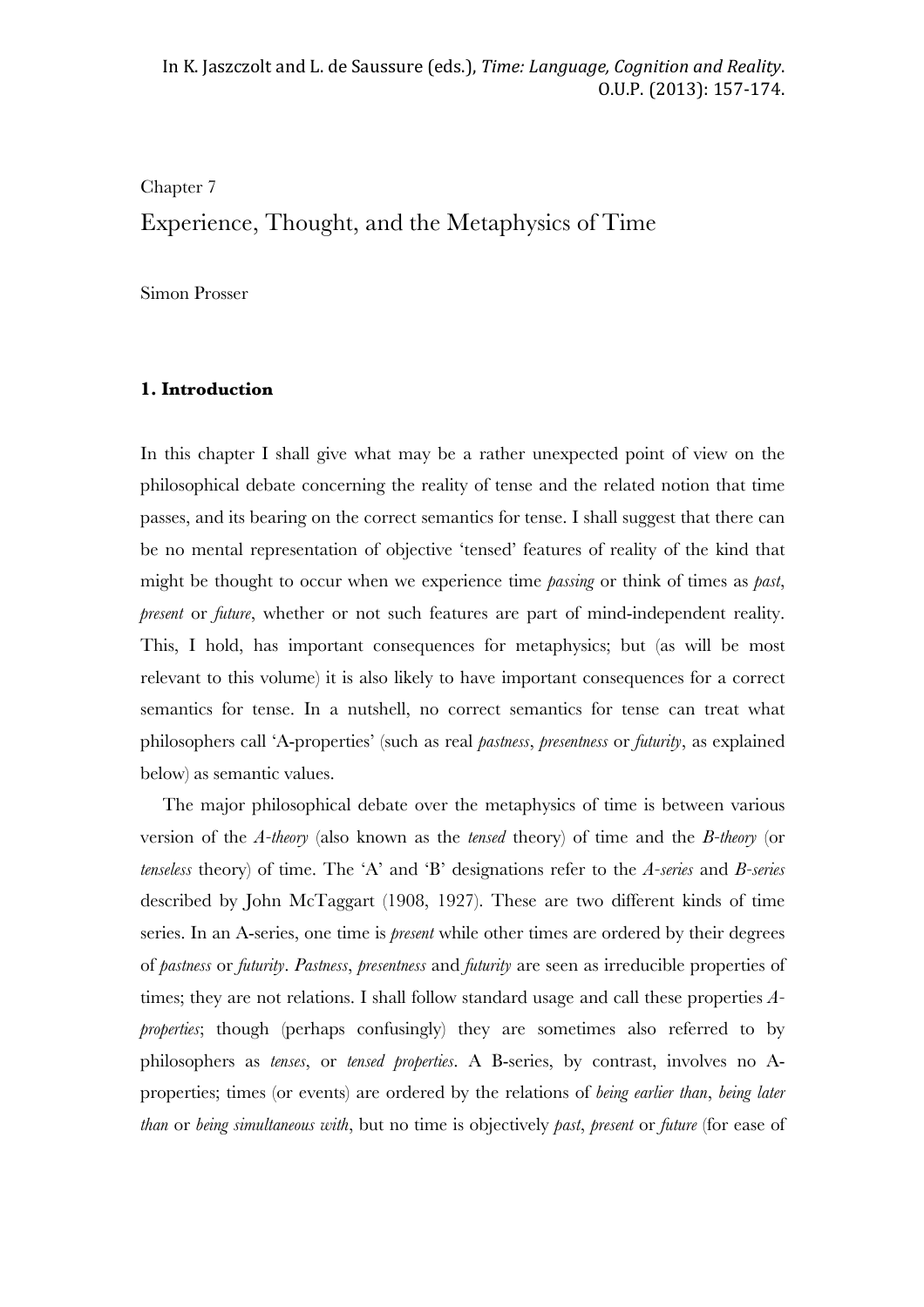In K. Jaszczolt and L. de Saussure (eds.), *Time: Language, Cognition and Reality*. O.U.P. (2013): 157-174.

Chapter 7

# Experience, Thought, and the Metaphysics of Time

Simon Prosser

## 1. Introduction

In this chapter I shall give what may be a rather unexpected point of view on the philosophical debate concerning the reality of tense and the related notion that time passes, and its bearing on the correct semantics for tense. I shall suggest that there can be no mental representation of objective 'tensed' features of reality of the kind that might be thought to occur when we experience time *passing* or think of times as *past*, *present* or *future*, whether or not such features are part of mind-independent reality. This, I hold, has important consequences for metaphysics; but (as will be most relevant to this volume) it is also likely to have important consequences for a correct semantics for tense. In a nutshell, no correct semantics for tense can treat what philosophers call 'A-properties' (such as real *pastness*, *presentness* or *futurity*, as explained below) as semantic values.

The major philosophical debate over the metaphysics of time is between various version of the *A-theory* (also known as the *tensed* theory) of time and the *B-theory* (or *tenseless* theory) of time. The 'A' and 'B' designations refer to the *A-series* and *B-series* described by John McTaggart (1908, 1927). These are two different kinds of time series. In an A-series, one time is *present* while other times are ordered by their degrees of *pastness* or *futurity*. *Pastness*, *presentness* and *futurity* are seen as irreducible properties of times; they are not relations. I shall follow standard usage and call these properties *A-properties*; though (perhaps confusingly) they are sometimes also referred to by philosophers as *tenses*, or *tensed properties*. A B-series, by contrast, involves no A-properties; times (or events) are ordered by the relations of *being earlier than*, *being later than* or *being simultaneous with*, but no time is objectively *past*, *present* or *future* (for ease of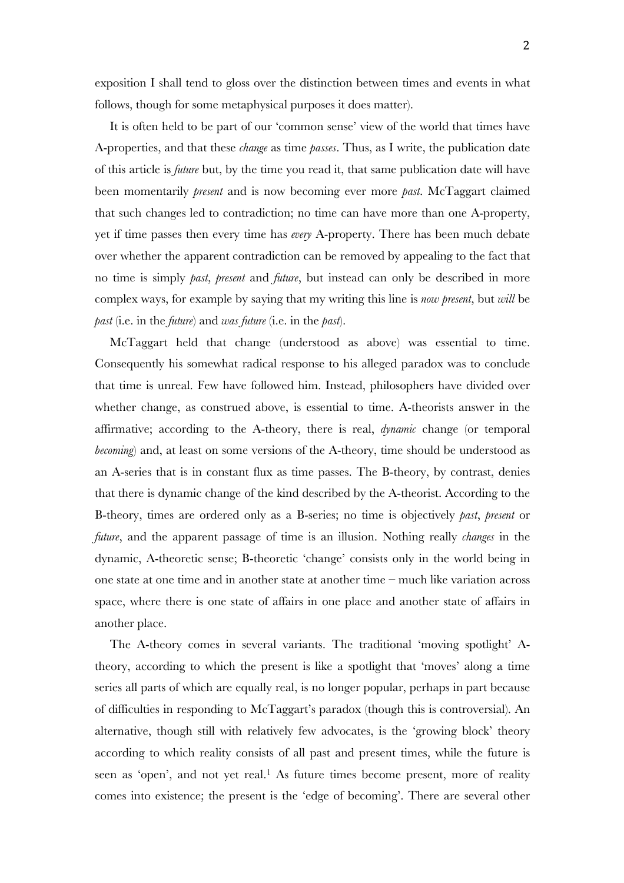exposition I shall tend to gloss over the distinction between times and events in what follows, though for some metaphysical purposes it does matter).

It is often held to be part of our 'common sense' view of the world that times have A-properties, and that these *change* as time *passes*. Thus, as I write, the publication date of this article is *future* but, by the time you read it, that same publication date will have been momentarily *present* and is now becoming ever more *past*. McTaggart claimed that such changes led to contradiction; no time can have more than one A-property, yet if time passes then every time has *every* A-property. There has been much debate over whether the apparent contradiction can be removed by appealing to the fact that no time is simply *past*, *present* and *future*, but instead can only be described in more complex ways, for example by saying that my writing this line is *now present*, but *will* be *past* (i.e. in the *future*) and *was future* (i.e. in the *past*).

McTaggart held that change (understood as above) was essential to time. Consequently his somewhat radical response to his alleged paradox was to conclude that time is unreal. Few have followed him. Instead, philosophers have divided over whether change, as construed above, is essential to time. A-theorists answer in the affirmative; according to the A-theory, there is real, *dynamic* change (or temporal *becoming*) and, at least on some versions of the A-theory, time should be understood as an A-series that is in constant flux as time passes. The B-theory, by contrast, denies that there is dynamic change of the kind described by the A-theorist. According to the B-theory, times are ordered only as a B-series; no time is objectively *past*, *present* or *future*, and the apparent passage of time is an illusion. Nothing really *changes* in the dynamic, A-theoretic sense; B-theoretic 'change' consists only in the world being in one state at one time and in another state at another time – much like variation across space, where there is one state of affairs in one place and another state of affairs in another place.

The A-theory comes in several variants. The traditional 'moving spotlight' A-theory, according to which the present is like a spotlight that 'moves' along a time series all parts of which are equally real, is no longer popular, perhaps in part because of difficulties in responding to McTaggart's paradox (though this is controversial). An alternative, though still with relatively few advocates, is the 'growing block' theory according to which reality consists of all past and present times, while the future is seen as 'open', and not yet real.[1] As future times become present, more of reality comes into existence; the present is the 'edge of becoming'. There are several other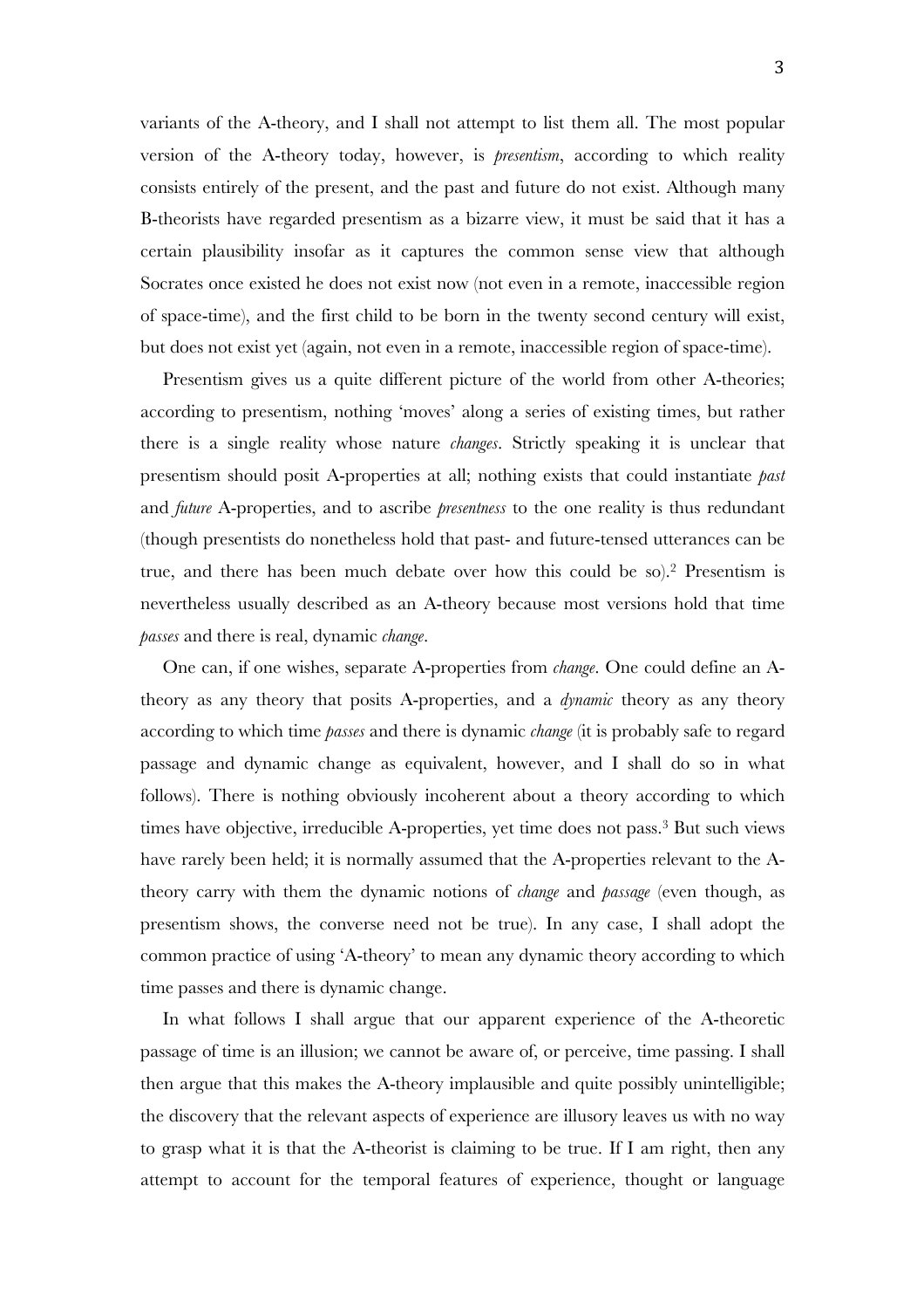variants of the A-theory, and I shall not attempt to list them all. The most popular version of the A-theory today, however, is *presentism*, according to which reality consists entirely of the present, and the past and future do not exist. Although many B-theorists have regarded presentism as a bizarre view, it must be said that it has a certain plausibility insofar as it captures the common sense view that although Socrates once existed he does not exist now (not even in a remote, inaccessible region of space-time), and the first child to be born in the twenty second century will exist, but does not exist yet (again, not even in a remote, inaccessible region of space-time).

Presentism gives us a quite different picture of the world from other A-theories; according to presentism, nothing 'moves' along a series of existing times, but rather there is a single reality whose nature *changes*. Strictly speaking it is unclear that presentism should posit A-properties at all; nothing exists that could instantiate *past* and *future* A-properties, and to ascribe *presentness* to the one reality is thus redundant (though presentists do nonetheless hold that past- and future-tensed utterances can be true, and there has been much debate over how this could be so).[2] Presentism is nevertheless usually described as an A-theory because most versions hold that time *passes* and there is real, dynamic *change*.

One can, if one wishes, separate A-properties from *change*. One could define an A-theory as any theory that posits A-properties, and a *dynamic* theory as any theory according to which time *passes* and there is dynamic *change* (it is probably safe to regard passage and dynamic change as equivalent, however, and I shall do so in what follows). There is nothing obviously incoherent about a theory according to which times have objective, irreducible A-properties, yet time does not pass.[3] But such views have rarely been held; it is normally assumed that the A-properties relevant to the A-theory carry with them the dynamic notions of *change* and *passage* (even though, as presentism shows, the converse need not be true). In any case, I shall adopt the common practice of using 'A-theory' to mean any dynamic theory according to which time passes and there is dynamic change.

In what follows I shall argue that our apparent experience of the A-theoretic passage of time is an illusion; we cannot be aware of, or perceive, time passing. I shall then argue that this makes the A-theory implausible and quite possibly unintelligible; the discovery that the relevant aspects of experience are illusory leaves us with no way to grasp what it is that the A-theorist is claiming to be true. If I am right, then any attempt to account for the temporal features of experience, thought or language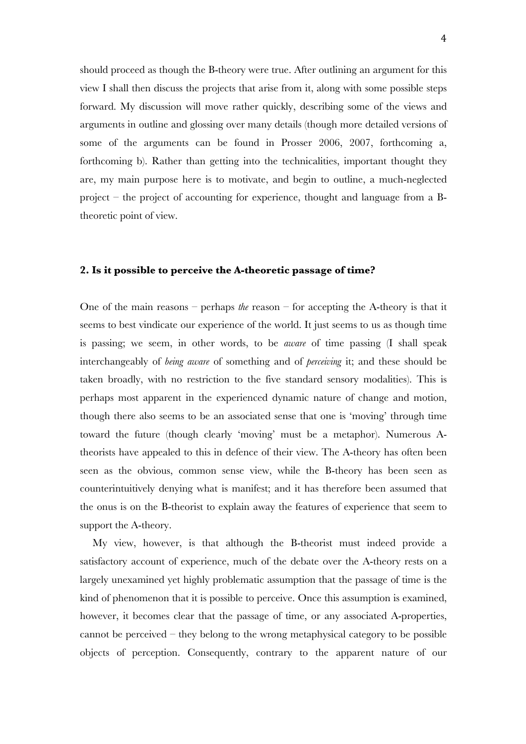should proceed as though the B-theory were true. After outlining an argument for this view I shall then discuss the projects that arise from it, along with some possible steps forward. My discussion will move rather quickly, describing some of the views and arguments in outline and glossing over many details (though more detailed versions of some of the arguments can be found in Prosser 2006, 2007, forthcoming a, forthcoming b). Rather than getting into the technicalities, important thought they are, my main purpose here is to motivate, and begin to outline, a much-neglected project – the project of accounting for experience, thought and language from a B-theoretic point of view.

## 2. Is it possible to perceive the A-theoretic passage of time?

One of the main reasons – perhaps *the* reason – for accepting the A-theory is that it seems to best vindicate our experience of the world. It just seems to us as though time is passing; we seem, in other words, to be *aware* of time passing (I shall speak interchangeably of *being aware* of something and of *perceiving* it; and these should be taken broadly, with no restriction to the five standard sensory modalities). This is perhaps most apparent in the experienced dynamic nature of change and motion, though there also seems to be an associated sense that one is 'moving' through time toward the future (though clearly 'moving' must be a metaphor). Numerous A-theorists have appealed to this in defence of their view. The A-theory has often been seen as the obvious, common sense view, while the B-theory has been seen as counterintuitively denying what is manifest; and it has therefore been assumed that the onus is on the B-theorist to explain away the features of experience that seem to support the A-theory.

My view, however, is that although the B-theorist must indeed provide a satisfactory account of experience, much of the debate over the A-theory rests on a largely unexamined yet highly problematic assumption that the passage of time is the kind of phenomenon that it is possible to perceive. Once this assumption is examined, however, it becomes clear that the passage of time, or any associated A-properties, cannot be perceived – they belong to the wrong metaphysical category to be possible objects of perception. Consequently, contrary to the apparent nature of our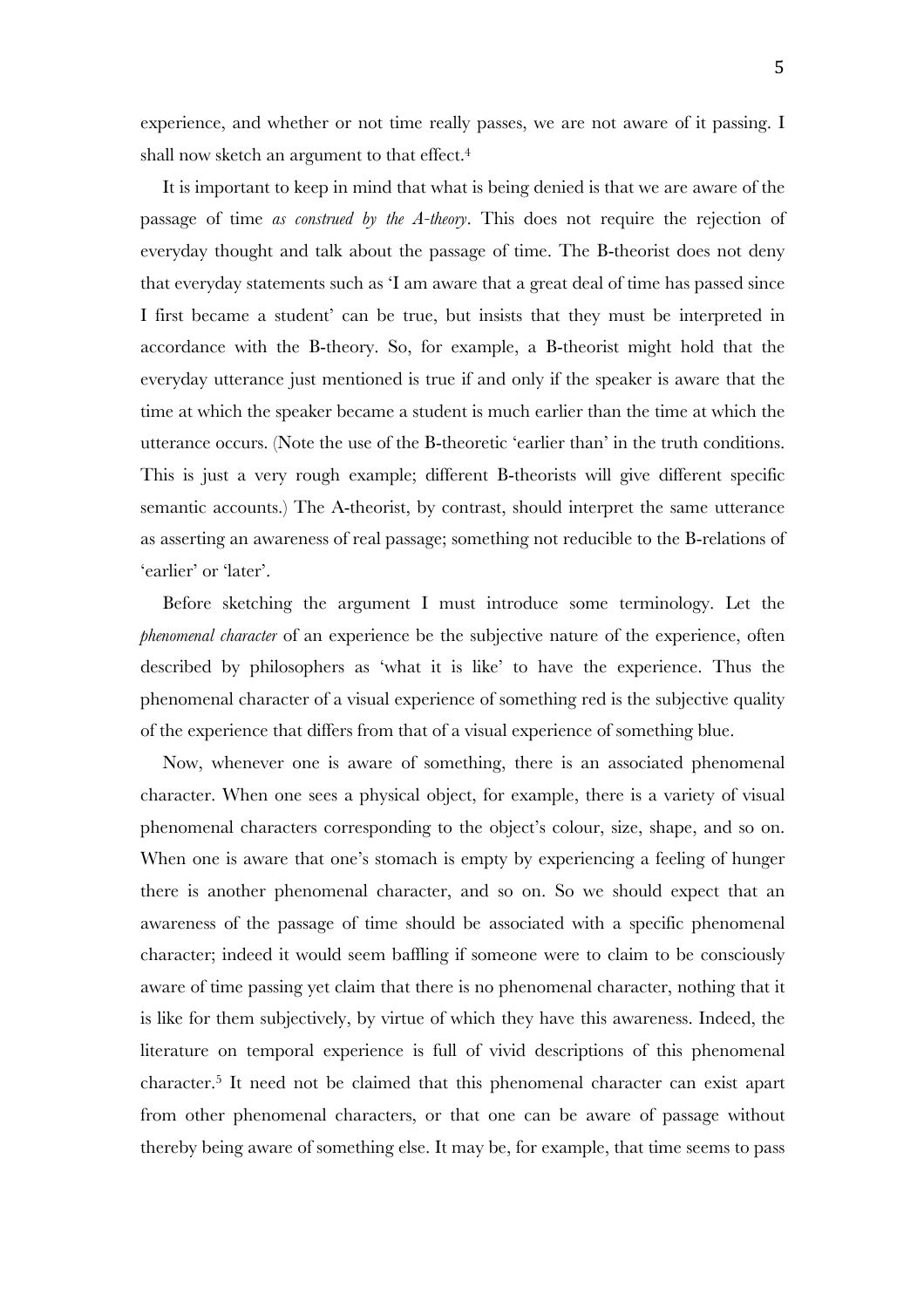experience, and whether or not time really passes, we are not aware of it passing. I shall now sketch an argument to that effect.[4]

It is important to keep in mind that what is being denied is that we are aware of the passage of time *as construed by the A-theory*. This does not require the rejection of everyday thought and talk about the passage of time. The B-theorist does not deny that everyday statements such as 'I am aware that a great deal of time has passed since I first became a student' can be true, but insists that they must be interpreted in accordance with the B-theory. So, for example, a B-theorist might hold that the everyday utterance just mentioned is true if and only if the speaker is aware that the time at which the speaker became a student is much earlier than the time at which the utterance occurs. (Note the use of the B-theoretic 'earlier than' in the truth conditions. This is just a very rough example; different B-theorists will give different specific semantic accounts.) The A-theorist, by contrast, should interpret the same utterance as asserting an awareness of real passage; something not reducible to the B-relations of 'earlier' or 'later'.

Before sketching the argument I must introduce some terminology. Let the *phenomenal character* of an experience be the subjective nature of the experience, often described by philosophers as 'what it is like' to have the experience. Thus the phenomenal character of a visual experience of something red is the subjective quality of the experience that differs from that of a visual experience of something blue.

Now, whenever one is aware of something, there is an associated phenomenal character. When one sees a physical object, for example, there is a variety of visual phenomenal characters corresponding to the object's colour, size, shape, and so on. When one is aware that one's stomach is empty by experiencing a feeling of hunger there is another phenomenal character, and so on. So we should expect that an awareness of the passage of time should be associated with a specific phenomenal character; indeed it would seem baffling if someone were to claim to be consciously aware of time passing yet claim that there is no phenomenal character, nothing that it is like for them subjectively, by virtue of which they have this awareness. Indeed, the literature on temporal experience is full of vivid descriptions of this phenomenal character.[5] It need not be claimed that this phenomenal character can exist apart from other phenomenal characters, or that one can be aware of passage without thereby being aware of something else. It may be, for example, that time seems to pass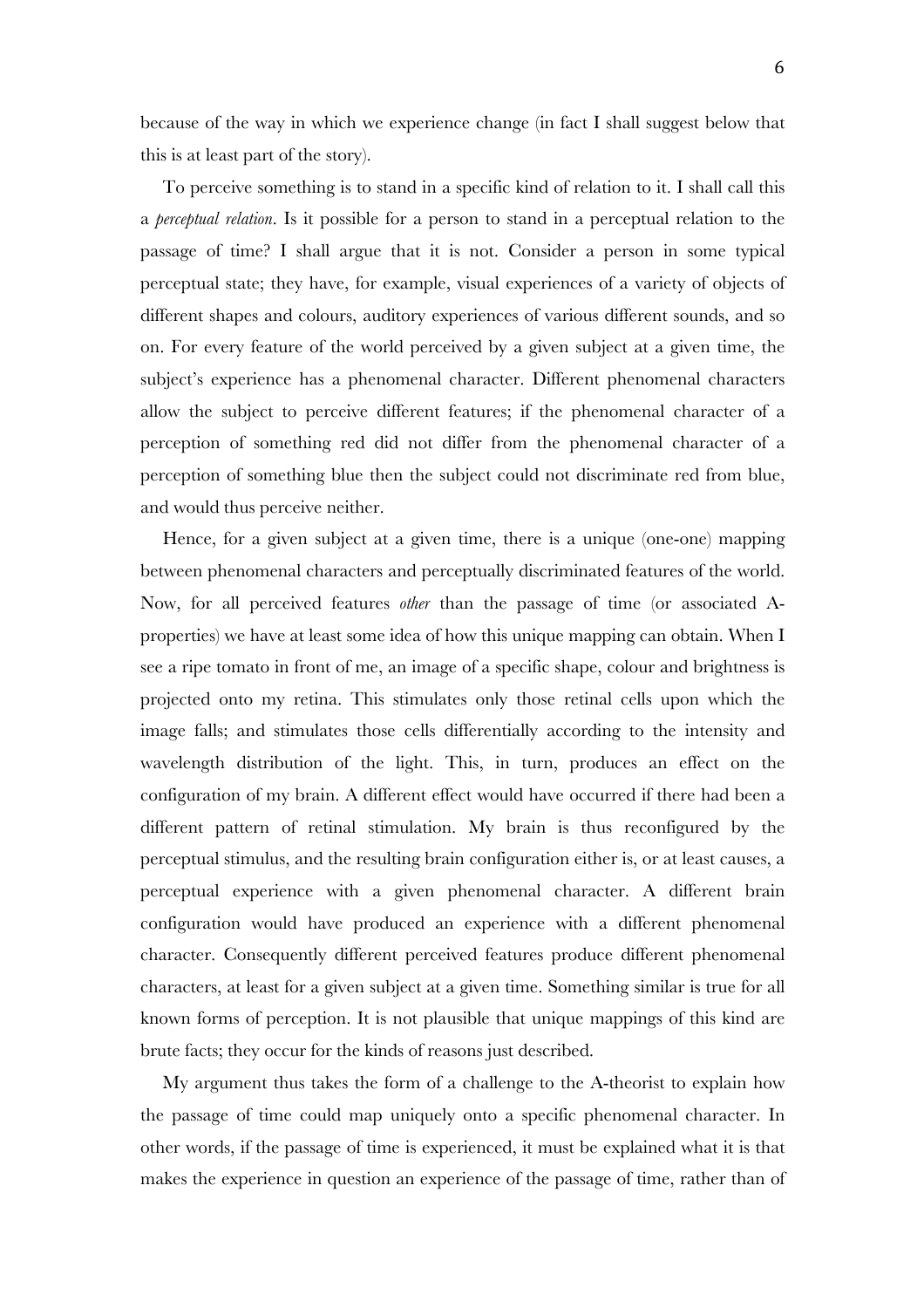because of the way in which we experience change (in fact I shall suggest below that this is at least part of the story).

To perceive something is to stand in a specific kind of relation to it. I shall call this a *perceptual relation*. Is it possible for a person to stand in a perceptual relation to the passage of time? I shall argue that it is not. Consider a person in some typical perceptual state; they have, for example, visual experiences of a variety of objects of different shapes and colours, auditory experiences of various different sounds, and so on. For every feature of the world perceived by a given subject at a given time, the subject's experience has a phenomenal character. Different phenomenal characters allow the subject to perceive different features; if the phenomenal character of a perception of something red did not differ from the phenomenal character of a perception of something blue then the subject could not discriminate red from blue, and would thus perceive neither.

Hence, for a given subject at a given time, there is a unique (one-one) mapping between phenomenal characters and perceptually discriminated features of the world. Now, for all perceived features *other* than the passage of time (or associated A-properties) we have at least some idea of how this unique mapping can obtain. When I see a ripe tomato in front of me, an image of a specific shape, colour and brightness is projected onto my retina. This stimulates only those retinal cells upon which the image falls; and stimulates those cells differentially according to the intensity and wavelength distribution of the light. This, in turn, produces an effect on the configuration of my brain. A different effect would have occurred if there had been a different pattern of retinal stimulation. My brain is thus reconfigured by the perceptual stimulus, and the resulting brain configuration either is, or at least causes, a perceptual experience with a given phenomenal character. A different brain configuration would have produced an experience with a different phenomenal character. Consequently different perceived features produce different phenomenal characters, at least for a given subject at a given time. Something similar is true for all known forms of perception. It is not plausible that unique mappings of this kind are brute facts; they occur for the kinds of reasons just described.

My argument thus takes the form of a challenge to the A-theorist to explain how the passage of time could map uniquely onto a specific phenomenal character. In other words, if the passage of time is experienced, it must be explained what it is that makes the experience in question an experience of the passage of time, rather than of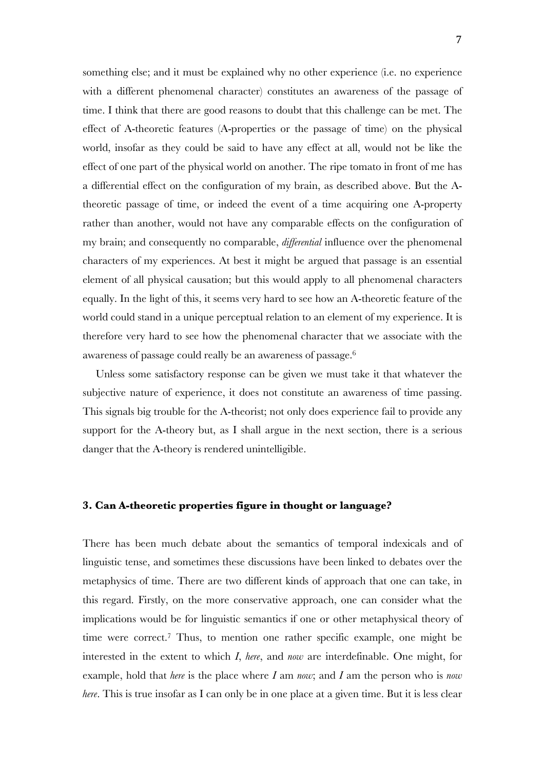something else; and it must be explained why no other experience (i.e. no experience with a different phenomenal character) constitutes an awareness of the passage of time. I think that there are good reasons to doubt that this challenge can be met. The effect of A-theoretic features (A-properties or the passage of time) on the physical world, insofar as they could be said to have any effect at all, would not be like the effect of one part of the physical world on another. The ripe tomato in front of me has a differential effect on the configuration of my brain, as described above. But the A-theoretic passage of time, or indeed the event of a time acquiring one A-property rather than another, would not have any comparable effects on the configuration of my brain; and consequently no comparable, *differential* influence over the phenomenal characters of my experiences. At best it might be argued that passage is an essential element of all physical causation; but this would apply to all phenomenal characters equally. In the light of this, it seems very hard to see how an A-theoretic feature of the world could stand in a unique perceptual relation to an element of my experience. It is therefore very hard to see how the phenomenal character that we associate with the awareness of passage could really be an awareness of passage.[6]

Unless some satisfactory response can be given we must take it that whatever the subjective nature of experience, it does not constitute an awareness of time passing. This signals big trouble for the A-theorist; not only does experience fail to provide any support for the A-theory but, as I shall argue in the next section, there is a serious danger that the A-theory is rendered unintelligible.

## 3. Can A-theoretic properties figure in thought or language?

There has been much debate about the semantics of temporal indexicals and of linguistic tense, and sometimes these discussions have been linked to debates over the metaphysics of time. There are two different kinds of approach that one can take, in this regard. Firstly, on the more conservative approach, one can consider what the implications would be for linguistic semantics if one or other metaphysical theory of time were correct.[7] Thus, to mention one rather specific example, one might be interested in the extent to which *I*, *here*, and *now* are interdefinable. One might, for example, hold that *here* is the place where *I* am *now*; and *I* am the person who is *now here*. This is true insofar as I can only be in one place at a given time. But it is less clear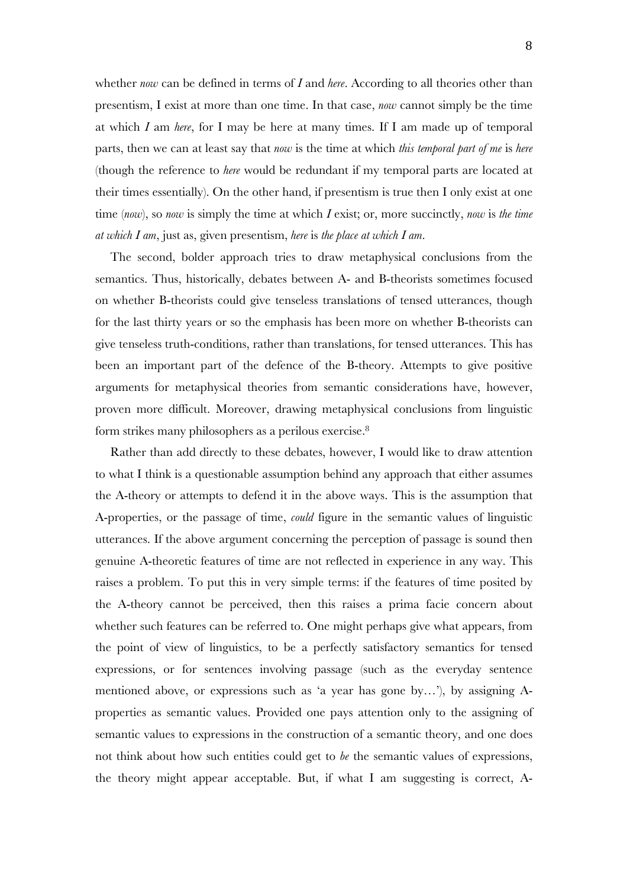whether *now* can be defined in terms of *I* and *here*. According to all theories other than presentism, I exist at more than one time. In that case, *now* cannot simply be the time at which *I* am *here*, for I may be here at many times. If I am made up of temporal parts, then we can at least say that *now* is the time at which *this temporal part of me* is *here* (though the reference to *here* would be redundant if my temporal parts are located at their times essentially). On the other hand, if presentism is true then I only exist at one time (*now*), so *now* is simply the time at which *I* exist; or, more succinctly, *now* is *the time at which I am*, just as, given presentism, *here* is *the place at which I am*.

The second, bolder approach tries to draw metaphysical conclusions from the semantics. Thus, historically, debates between A- and B-theorists sometimes focused on whether B-theorists could give tenseless translations of tensed utterances, though for the last thirty years or so the emphasis has been more on whether B-theorists can give tenseless truth-conditions, rather than translations, for tensed utterances. This has been an important part of the defence of the B-theory. Attempts to give positive arguments for metaphysical theories from semantic considerations have, however, proven more difficult. Moreover, drawing metaphysical conclusions from linguistic form strikes many philosophers as a perilous exercise.[8]

Rather than add directly to these debates, however, I would like to draw attention to what I think is a questionable assumption behind any approach that either assumes the A-theory or attempts to defend it in the above ways. This is the assumption that A-properties, or the passage of time, *could* figure in the semantic values of linguistic utterances. If the above argument concerning the perception of passage is sound then genuine A-theoretic features of time are not reflected in experience in any way. This raises a problem. To put this in very simple terms: if the features of time posited by the A-theory cannot be perceived, then this raises a prima facie concern about whether such features can be referred to. One might perhaps give what appears, from the point of view of linguistics, to be a perfectly satisfactory semantics for tensed expressions, or for sentences involving passage (such as the everyday sentence mentioned above, or expressions such as 'a year has gone by…'), by assigning A-properties as semantic values. Provided one pays attention only to the assigning of semantic values to expressions in the construction of a semantic theory, and one does not think about how such entities could get to *be* the semantic values of expressions, the theory might appear acceptable. But, if what I am suggesting is correct, A-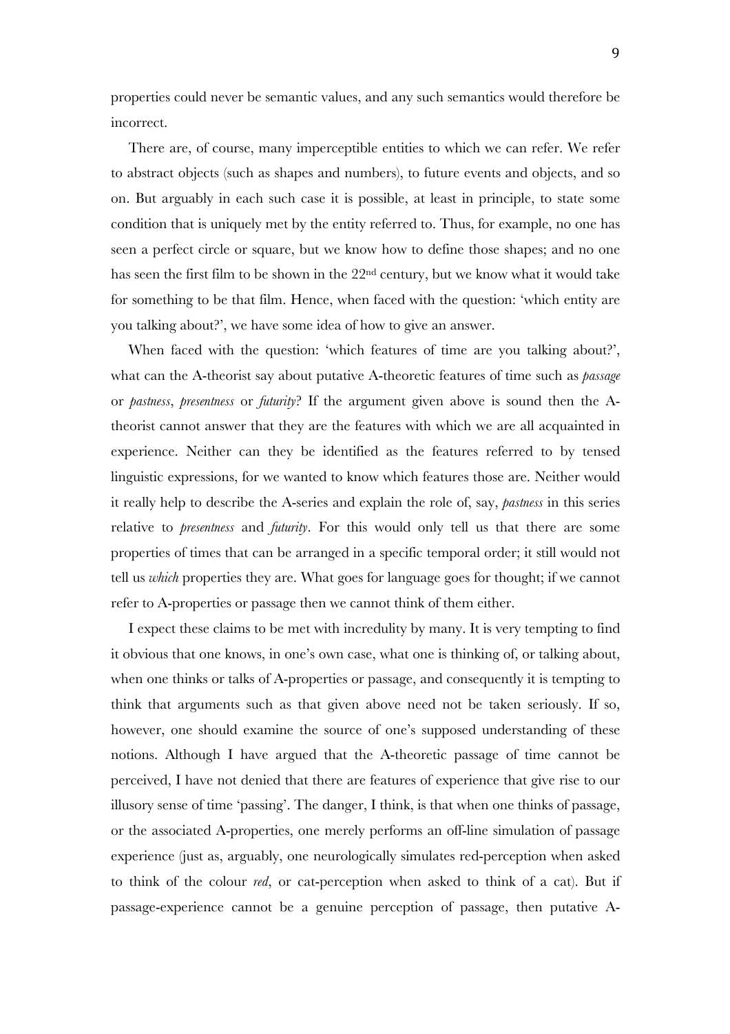properties could never be semantic values, and any such semantics would therefore be incorrect.

There are, of course, many imperceptible entities to which we can refer. We refer to abstract objects (such as shapes and numbers), to future events and objects, and so on. But arguably in each such case it is possible, at least in principle, to state some condition that is uniquely met by the entity referred to. Thus, for example, no one has seen a perfect circle or square, but we know how to define those shapes; and no one has seen the first film to be shown in the 22nd century, but we know what it would take for something to be that film. Hence, when faced with the question: 'which entity are you talking about?', we have some idea of how to give an answer.

When faced with the question: 'which features of time are you talking about?', what can the A-theorist say about putative A-theoretic features of time such as *passage* or *pastness*, *presentness* or *futurity*? If the argument given above is sound then the A-theorist cannot answer that they are the features with which we are all acquainted in experience. Neither can they be identified as the features referred to by tensed linguistic expressions, for we wanted to know which features those are. Neither would it really help to describe the A-series and explain the role of, say, *pastness* in this series relative to *presentness* and *futurity*. For this would only tell us that there are some properties of times that can be arranged in a specific temporal order; it still would not tell us *which* properties they are. What goes for language goes for thought; if we cannot refer to A-properties or passage then we cannot think of them either.

I expect these claims to be met with incredulity by many. It is very tempting to find it obvious that one knows, in one's own case, what one is thinking of, or talking about, when one thinks or talks of A-properties or passage, and consequently it is tempting to think that arguments such as that given above need not be taken seriously. If so, however, one should examine the source of one's supposed understanding of these notions. Although I have argued that the A-theoretic passage of time cannot be perceived, I have not denied that there are features of experience that give rise to our illusory sense of time 'passing'. The danger, I think, is that when one thinks of passage, or the associated A-properties, one merely performs an off-line simulation of passage experience (just as, arguably, one neurologically simulates red-perception when asked to think of the colour *red*, or cat-perception when asked to think of a cat). But if passage-experience cannot be a genuine perception of passage, then putative A-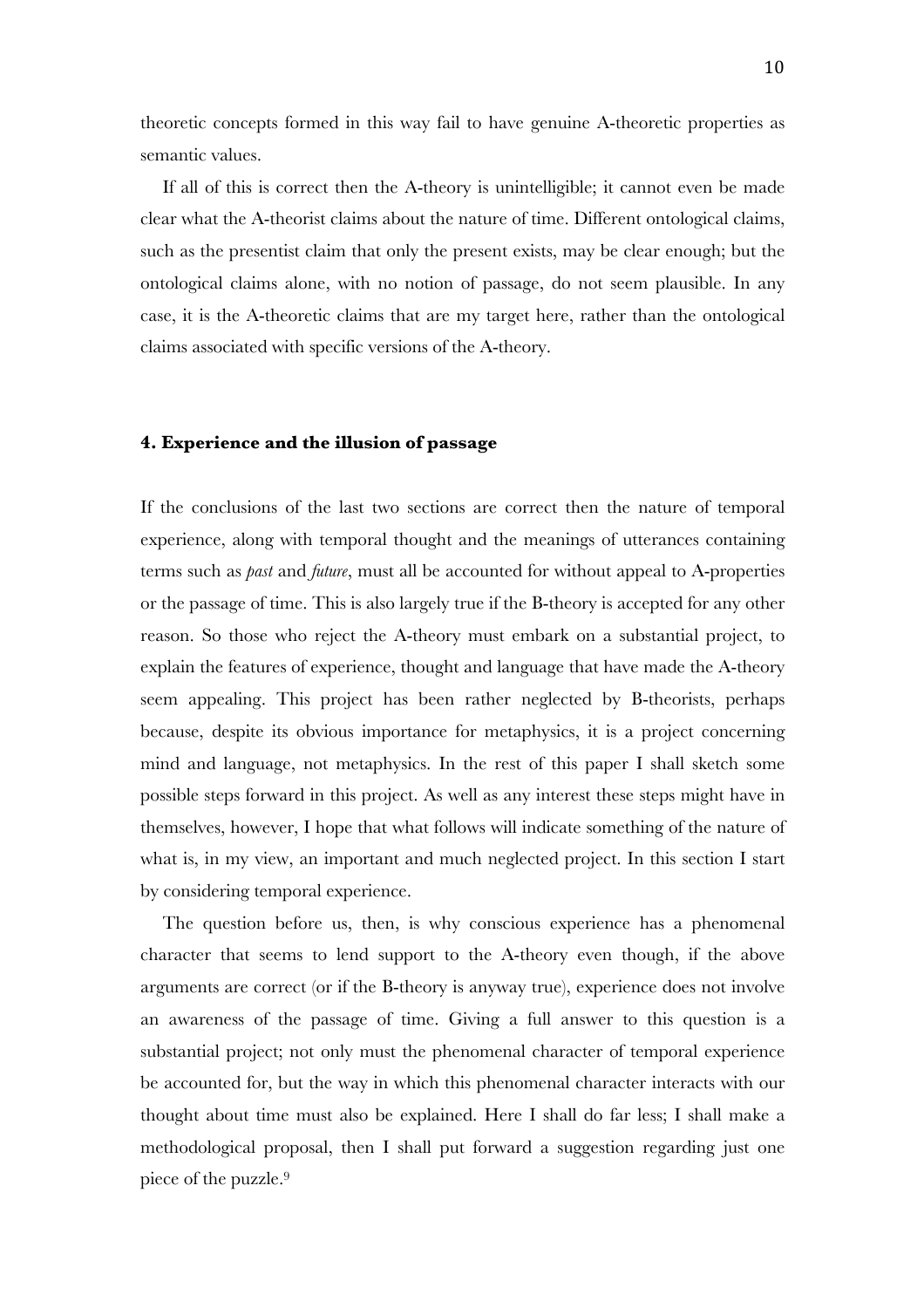theoretic concepts formed in this way fail to have genuine A-theoretic properties as semantic values.

If all of this is correct then the A-theory is unintelligible; it cannot even be made clear what the A-theorist claims about the nature of time. Different ontological claims, such as the presentist claim that only the present exists, may be clear enough; but the ontological claims alone, with no notion of passage, do not seem plausible. In any case, it is the A-theoretic claims that are my target here, rather than the ontological claims associated with specific versions of the A-theory.

## 4. Experience and the illusion of passage

If the conclusions of the last two sections are correct then the nature of temporal experience, along with temporal thought and the meanings of utterances containing terms such as *past* and *future*, must all be accounted for without appeal to A-properties or the passage of time. This is also largely true if the B-theory is accepted for any other reason. So those who reject the A-theory must embark on a substantial project, to explain the features of experience, thought and language that have made the A-theory seem appealing. This project has been rather neglected by B-theorists, perhaps because, despite its obvious importance for metaphysics, it is a project concerning mind and language, not metaphysics. In the rest of this paper I shall sketch some possible steps forward in this project. As well as any interest these steps might have in themselves, however, I hope that what follows will indicate something of the nature of what is, in my view, an important and much neglected project. In this section I start by considering temporal experience.

The question before us, then, is why conscious experience has a phenomenal character that seems to lend support to the A-theory even though, if the above arguments are correct (or if the B-theory is anyway true), experience does not involve an awareness of the passage of time. Giving a full answer to this question is a substantial project; not only must the phenomenal character of temporal experience be accounted for, but the way in which this phenomenal character interacts with our thought about time must also be explained. Here I shall do far less; I shall make a methodological proposal, then I shall put forward a suggestion regarding just one piece of the puzzle.[9]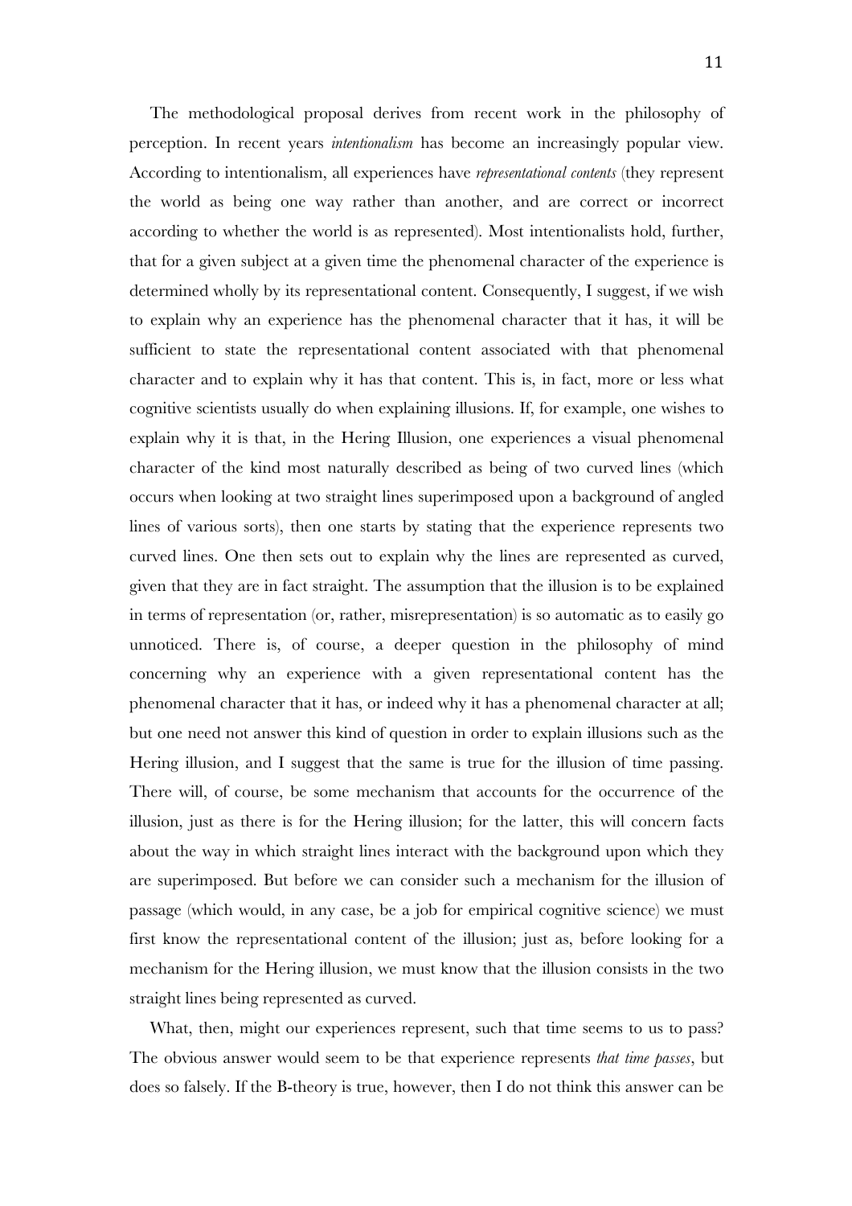The methodological proposal derives from recent work in the philosophy of perception. In recent years *intentionalism* has become an increasingly popular view. According to intentionalism, all experiences have *representational contents* (they represent the world as being one way rather than another, and are correct or incorrect according to whether the world is as represented). Most intentionalists hold, further, that for a given subject at a given time the phenomenal character of the experience is determined wholly by its representational content. Consequently, I suggest, if we wish to explain why an experience has the phenomenal character that it has, it will be sufficient to state the representational content associated with that phenomenal character and to explain why it has that content. This is, in fact, more or less what cognitive scientists usually do when explaining illusions. If, for example, one wishes to explain why it is that, in the Hering Illusion, one experiences a visual phenomenal character of the kind most naturally described as being of two curved lines (which occurs when looking at two straight lines superimposed upon a background of angled lines of various sorts), then one starts by stating that the experience represents two curved lines. One then sets out to explain why the lines are represented as curved, given that they are in fact straight. The assumption that the illusion is to be explained in terms of representation (or, rather, misrepresentation) is so automatic as to easily go unnoticed. There is, of course, a deeper question in the philosophy of mind concerning why an experience with a given representational content has the phenomenal character that it has, or indeed why it has a phenomenal character at all; but one need not answer this kind of question in order to explain illusions such as the Hering illusion, and I suggest that the same is true for the illusion of time passing. There will, of course, be some mechanism that accounts for the occurrence of the illusion, just as there is for the Hering illusion; for the latter, this will concern facts about the way in which straight lines interact with the background upon which they are superimposed. But before we can consider such a mechanism for the illusion of passage (which would, in any case, be a job for empirical cognitive science) we must first know the representational content of the illusion; just as, before looking for a mechanism for the Hering illusion, we must know that the illusion consists in the two straight lines being represented as curved.

What, then, might our experiences represent, such that time seems to us to pass? The obvious answer would seem to be that experience represents *that time passes*, but does so falsely. If the B-theory is true, however, then I do not think this answer can be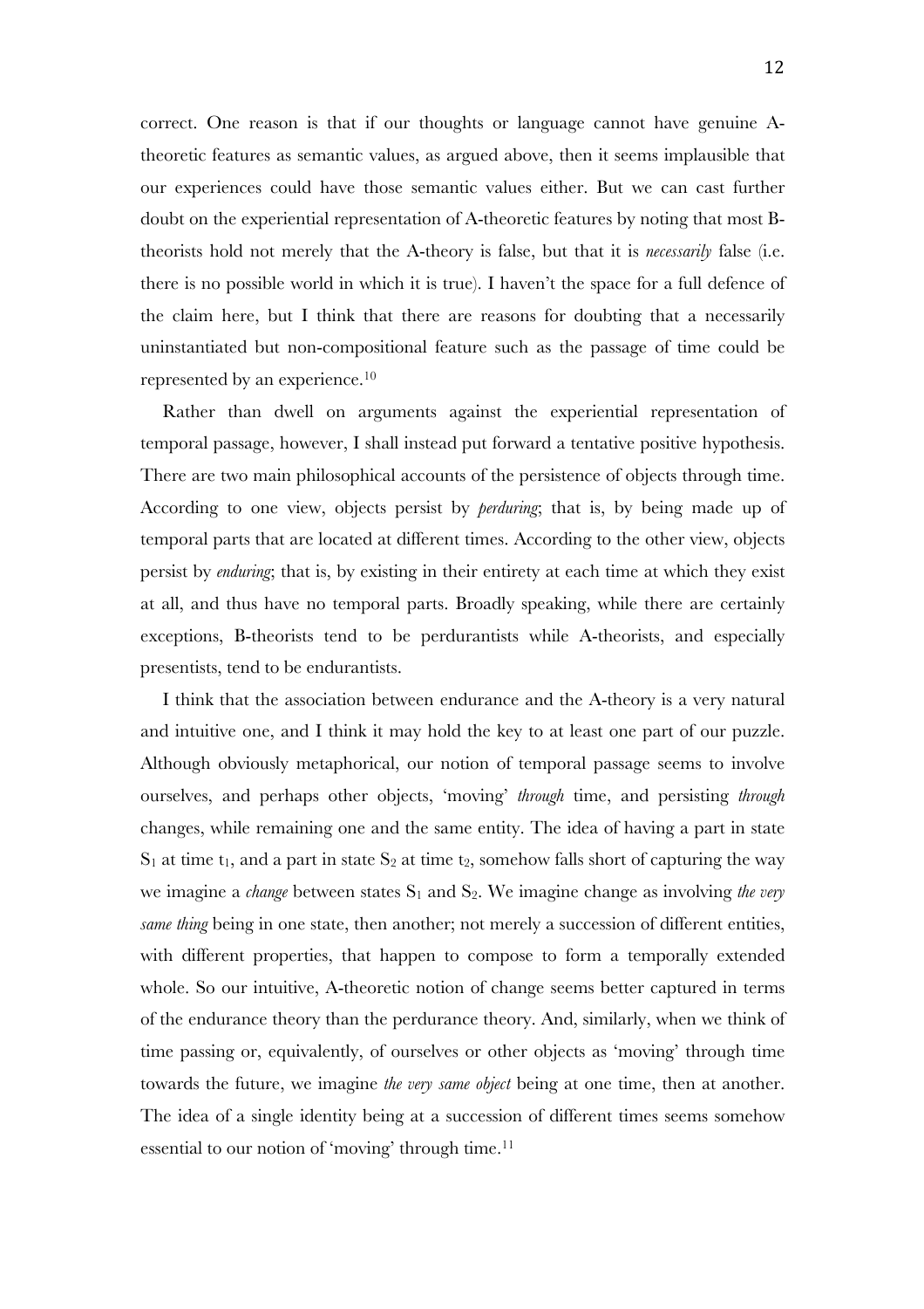correct. One reason is that if our thoughts or language cannot have genuine A-theoretic features as semantic values, as argued above, then it seems implausible that our experiences could have those semantic values either. But we can cast further doubt on the experiential representation of A-theoretic features by noting that most B-theorists hold not merely that the A-theory is false, but that it is *necessarily* false (i.e. there is no possible world in which it is true). I haven't the space for a full defence of the claim here, but I think that there are reasons for doubting that a necessarily uninstantiated but non-compositional feature such as the passage of time could be represented by an experience.[10]

Rather than dwell on arguments against the experiential representation of temporal passage, however, I shall instead put forward a tentative positive hypothesis. There are two main philosophical accounts of the persistence of objects through time. According to one view, objects persist by *perduring*; that is, by being made up of temporal parts that are located at different times. According to the other view, objects persist by *enduring*; that is, by existing in their entirety at each time at which they exist at all, and thus have no temporal parts. Broadly speaking, while there are certainly exceptions, B-theorists tend to be perdurantists while A-theorists, and especially presentists, tend to be endurantists.

I think that the association between endurance and the A-theory is a very natural and intuitive one, and I think it may hold the key to at least one part of our puzzle. Although obviously metaphorical, our notion of temporal passage seems to involve ourselves, and perhaps other objects, 'moving' *through* time, and persisting *through* changes, while remaining one and the same entity. The idea of having a part in state $S_1$ at time $t_1$, and a part in state $S_2$ at time $t_2$, somehow falls short of capturing the way we imagine a *change* between states $S_1$ and $S_2$. We imagine change as involving *the very same thing* being in one state, then another; not merely a succession of different entities, with different properties, that happen to compose to form a temporally extended whole. So our intuitive, A-theoretic notion of change seems better captured in terms of the endurance theory than the perdurance theory. And, similarly, when we think of time passing or, equivalently, of ourselves or other objects as 'moving' through time towards the future, we imagine *the very same object* being at one time, then at another. The idea of a single identity being at a succession of different times seems somehow essential to our notion of 'moving' through time.[11]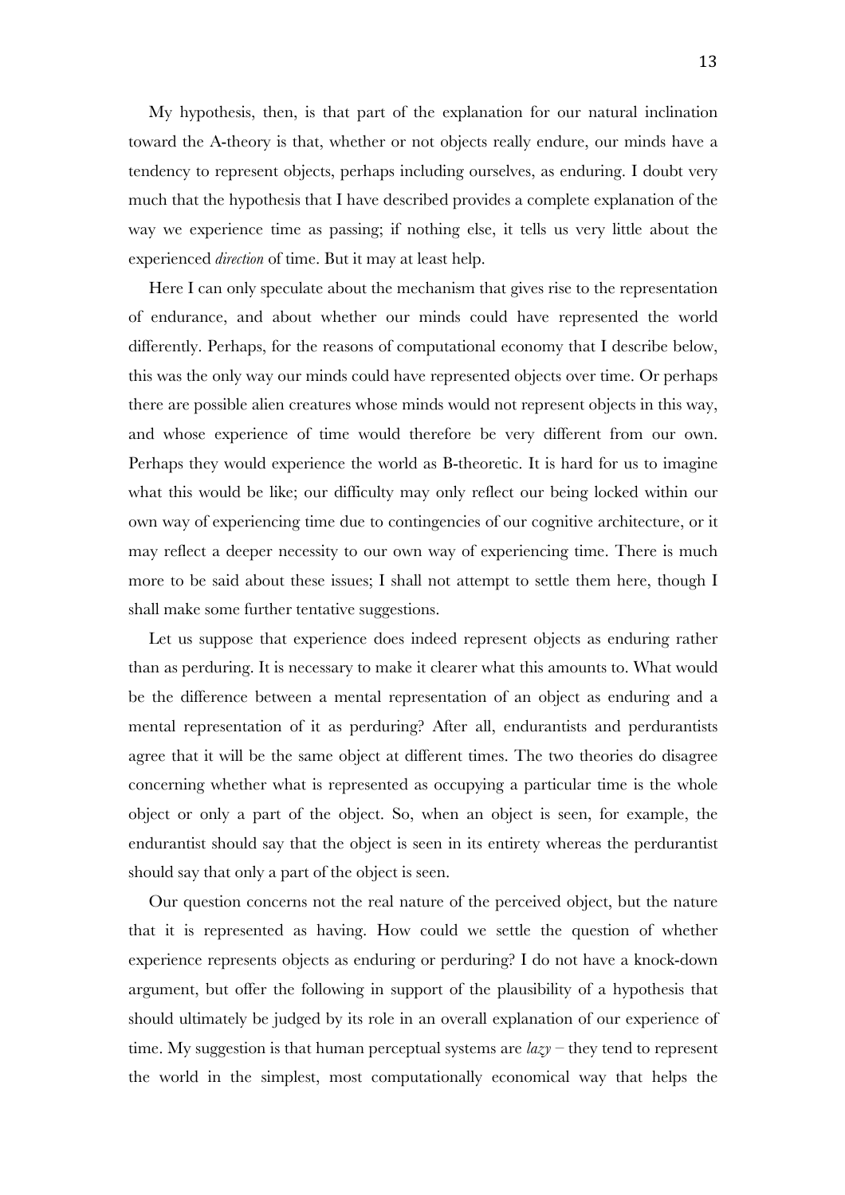My hypothesis, then, is that part of the explanation for our natural inclination toward the A-theory is that, whether or not objects really endure, our minds have a tendency to represent objects, perhaps including ourselves, as enduring. I doubt very much that the hypothesis that I have described provides a complete explanation of the way we experience time as passing; if nothing else, it tells us very little about the experienced *direction* of time. But it may at least help.

Here I can only speculate about the mechanism that gives rise to the representation of endurance, and about whether our minds could have represented the world differently. Perhaps, for the reasons of computational economy that I describe below, this was the only way our minds could have represented objects over time. Or perhaps there are possible alien creatures whose minds would not represent objects in this way, and whose experience of time would therefore be very different from our own. Perhaps they would experience the world as B-theoretic. It is hard for us to imagine what this would be like; our difficulty may only reflect our being locked within our own way of experiencing time due to contingencies of our cognitive architecture, or it may reflect a deeper necessity to our own way of experiencing time. There is much more to be said about these issues; I shall not attempt to settle them here, though I shall make some further tentative suggestions.

Let us suppose that experience does indeed represent objects as enduring rather than as perduring. It is necessary to make it clearer what this amounts to. What would be the difference between a mental representation of an object as enduring and a mental representation of it as perduring? After all, endurantists and perdurantists agree that it will be the same object at different times. The two theories do disagree concerning whether what is represented as occupying a particular time is the whole object or only a part of the object. So, when an object is seen, for example, the endurantist should say that the object is seen in its entirety whereas the perdurantist should say that only a part of the object is seen.

Our question concerns not the real nature of the perceived object, but the nature that it is represented as having. How could we settle the question of whether experience represents objects as enduring or perduring? I do not have a knock-down argument, but offer the following in support of the plausibility of a hypothesis that should ultimately be judged by its role in an overall explanation of our experience of time. My suggestion is that human perceptual systems are *lazy* – they tend to represent the world in the simplest, most computationally economical way that helps the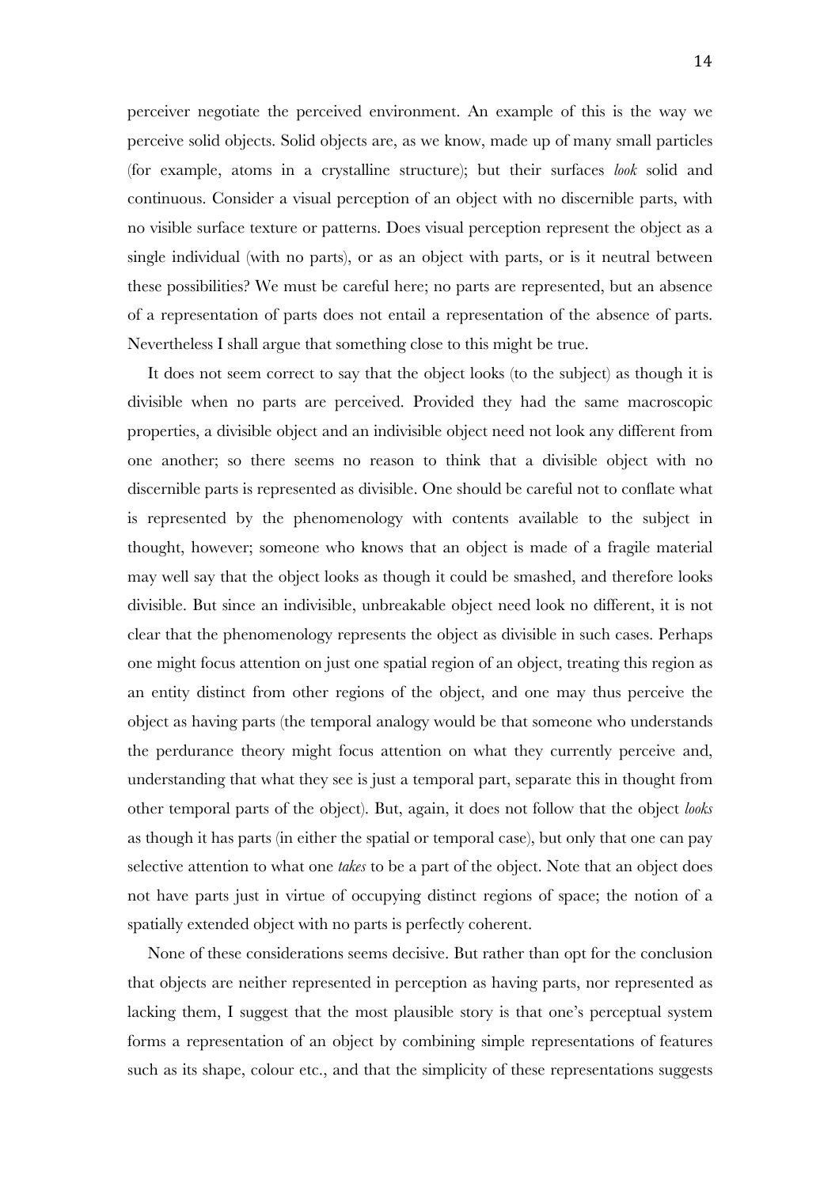perceiver negotiate the perceived environment. An example of this is the way we perceive solid objects. Solid objects are, as we know, made up of many small particles (for example, atoms in a crystalline structure); but their surfaces *look* solid and continuous. Consider a visual perception of an object with no discernible parts, with no visible surface texture or patterns. Does visual perception represent the object as a single individual (with no parts), or as an object with parts, or is it neutral between these possibilities? We must be careful here; no parts are represented, but an absence of a representation of parts does not entail a representation of the absence of parts. Nevertheless I shall argue that something close to this might be true.

It does not seem correct to say that the object looks (to the subject) as though it is divisible when no parts are perceived. Provided they had the same macroscopic properties, a divisible object and an indivisible object need not look any different from one another; so there seems no reason to think that a divisible object with no discernible parts is represented as divisible. One should be careful not to conflate what is represented by the phenomenology with contents available to the subject in thought, however; someone who knows that an object is made of a fragile material may well say that the object looks as though it could be smashed, and therefore looks divisible. But since an indivisible, unbreakable object need look no different, it is not clear that the phenomenology represents the object as divisible in such cases. Perhaps one might focus attention on just one spatial region of an object, treating this region as an entity distinct from other regions of the object, and one may thus perceive the object as having parts (the temporal analogy would be that someone who understands the perdurance theory might focus attention on what they currently perceive and, understanding that what they see is just a temporal part, separate this in thought from other temporal parts of the object). But, again, it does not follow that the object *looks* as though it has parts (in either the spatial or temporal case), but only that one can pay selective attention to what one *takes* to be a part of the object. Note that an object does not have parts just in virtue of occupying distinct regions of space; the notion of a spatially extended object with no parts is perfectly coherent.

None of these considerations seems decisive. But rather than opt for the conclusion that objects are neither represented in perception as having parts, nor represented as lacking them, I suggest that the most plausible story is that one's perceptual system forms a representation of an object by combining simple representations of features such as its shape, colour etc., and that the simplicity of these representations suggests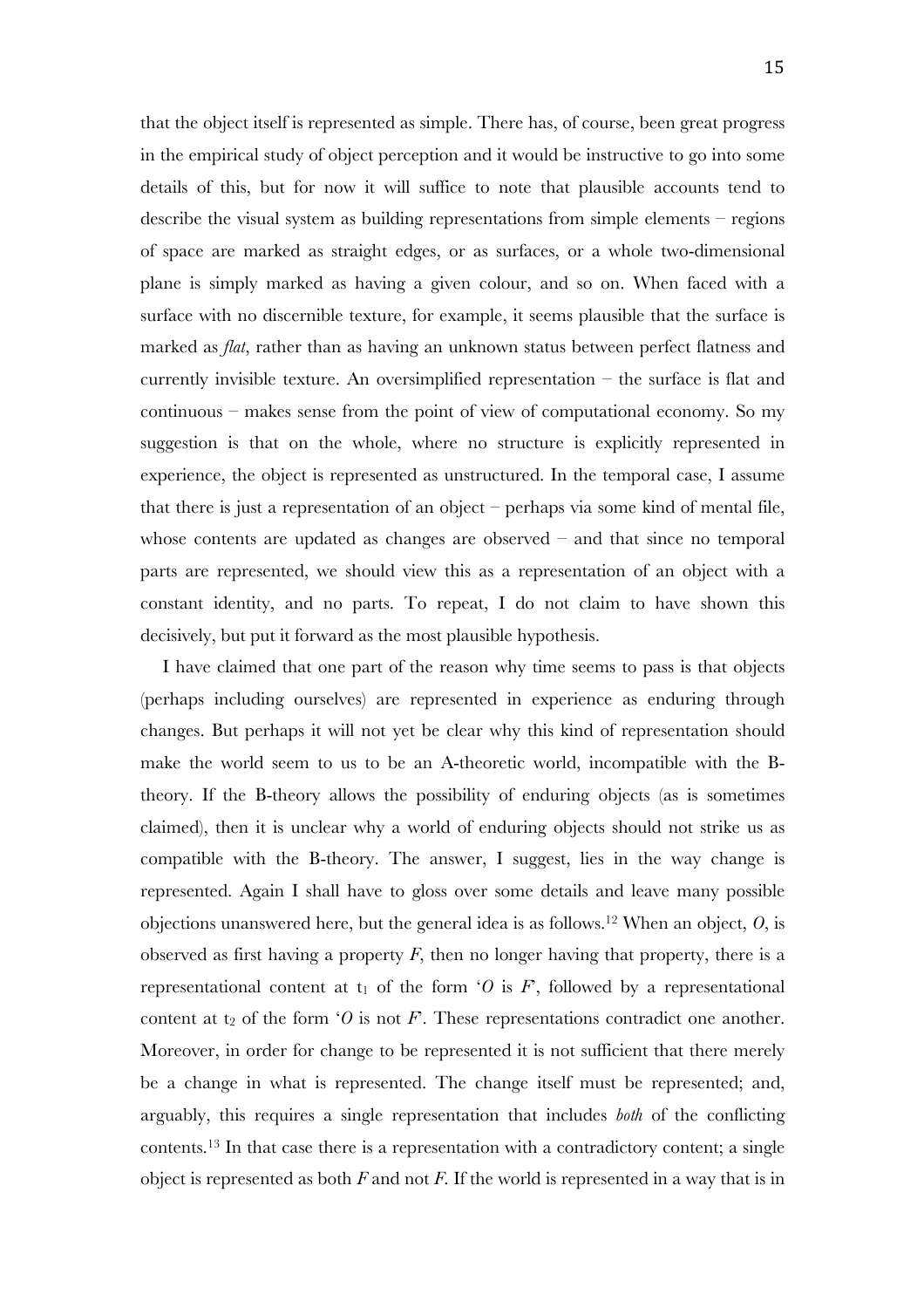that the object itself is represented as simple. There has, of course, been great progress in the empirical study of object perception and it would be instructive to go into some details of this, but for now it will suffice to note that plausible accounts tend to describe the visual system as building representations from simple elements – regions of space are marked as straight edges, or as surfaces, or a whole two-dimensional plane is simply marked as having a given colour, and so on. When faced with a surface with no discernible texture, for example, it seems plausible that the surface is marked as *flat*, rather than as having an unknown status between perfect flatness and currently invisible texture. An oversimplified representation – the surface is flat and continuous – makes sense from the point of view of computational economy. So my suggestion is that on the whole, where no structure is explicitly represented in experience, the object is represented as unstructured. In the temporal case, I assume that there is just a representation of an object – perhaps via some kind of mental file, whose contents are updated as changes are observed – and that since no temporal parts are represented, we should view this as a representation of an object with a constant identity, and no parts. To repeat, I do not claim to have shown this decisively, but put it forward as the most plausible hypothesis.

I have claimed that one part of the reason why time seems to pass is that objects (perhaps including ourselves) are represented in experience as enduring through changes. But perhaps it will not yet be clear why this kind of representation should make the world seem to us to be an A-theoretic world, incompatible with the B-theory. If the B-theory allows the possibility of enduring objects (as is sometimes claimed), then it is unclear why a world of enduring objects should not strike us as compatible with the B-theory. The answer, I suggest, lies in the way change is represented. Again I shall have to gloss over some details and leave many possible objections unanswered here, but the general idea is as follows.[12] When an object, $O$, is observed as first having a property $F$, then no longer having that property, there is a representational content at $t_1$ of the form '$O$ is $F$', followed by a representational content at $t_2$ of the form '$O$ is not $F$'. These representations contradict one another. Moreover, in order for change to be represented it is not sufficient that there merely be a change in what is represented. The change itself must be represented; and, arguably, this requires a single representation that includes *both* of the conflicting contents.[13] In that case there is a representation with a contradictory content; a single object is represented as both $F$ and not $F$. If the world is represented in a way that is in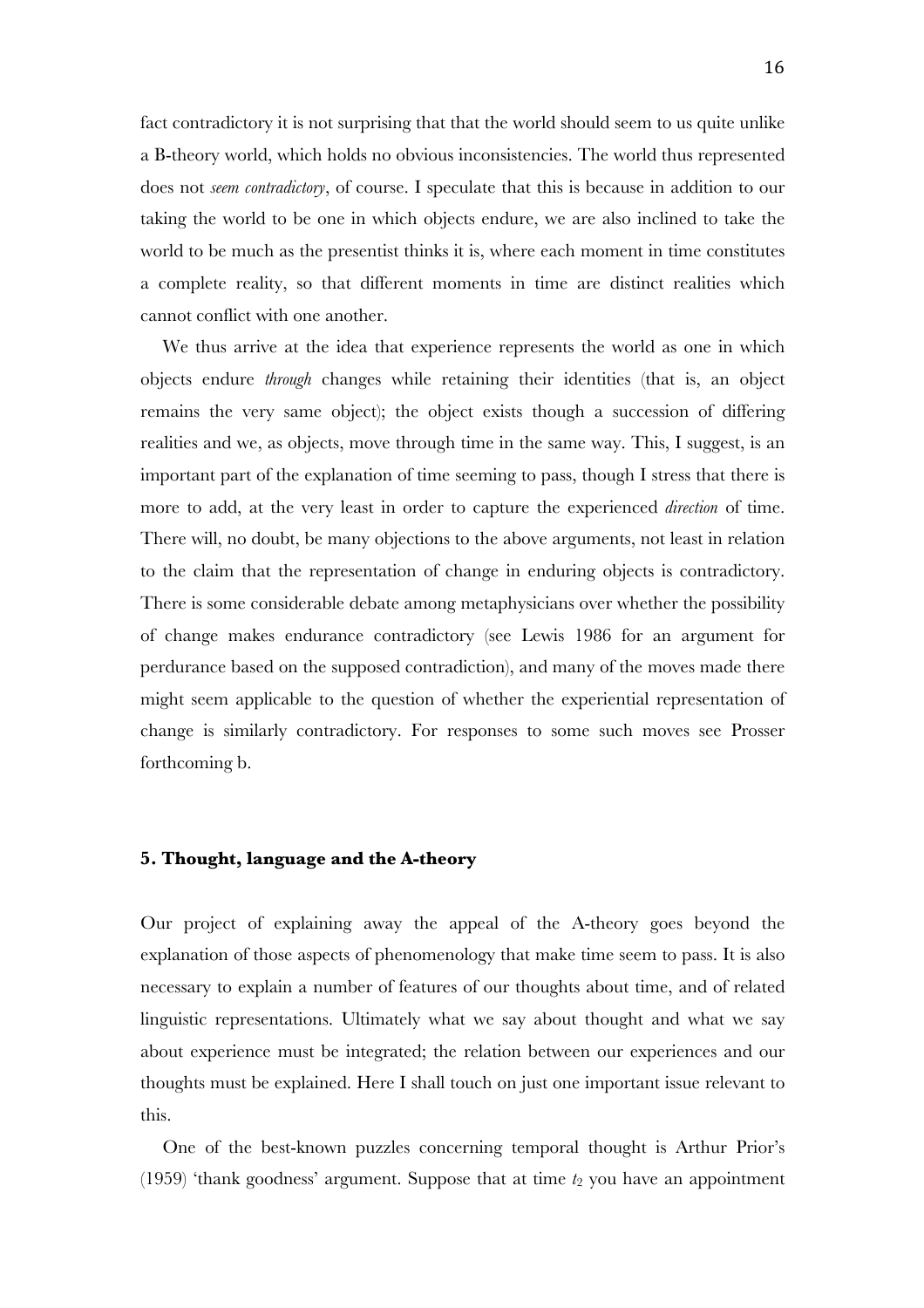fact contradictory it is not surprising that that the world should seem to us quite unlike a B-theory world, which holds no obvious inconsistencies. The world thus represented does not *seem contradictory*, of course. I speculate that this is because in addition to our taking the world to be one in which objects endure, we are also inclined to take the world to be much as the presentist thinks it is, where each moment in time constitutes a complete reality, so that different moments in time are distinct realities which cannot conflict with one another.

We thus arrive at the idea that experience represents the world as one in which objects endure *through* changes while retaining their identities (that is, an object remains the very same object); the object exists though a succession of differing realities and we, as objects, move through time in the same way. This, I suggest, is an important part of the explanation of time seeming to pass, though I stress that there is more to add, at the very least in order to capture the experienced *direction* of time. There will, no doubt, be many objections to the above arguments, not least in relation to the claim that the representation of change in enduring objects is contradictory. There is some considerable debate among metaphysicians over whether the possibility of change makes endurance contradictory (see Lewis 1986 for an argument for perdurance based on the supposed contradiction), and many of the moves made there might seem applicable to the question of whether the experiential representation of change is similarly contradictory. For responses to some such moves see Prosser forthcoming b.

## 5. Thought, language and the A-theory

Our project of explaining away the appeal of the A-theory goes beyond the explanation of those aspects of phenomenology that make time seem to pass. It is also necessary to explain a number of features of our thoughts about time, and of related linguistic representations. Ultimately what we say about thought and what we say about experience must be integrated; the relation between our experiences and our thoughts must be explained. Here I shall touch on just one important issue relevant to this.

One of the best-known puzzles concerning temporal thought is Arthur Prior's (1959) 'thank goodness' argument. Suppose that at time $t_2$ you have an appointment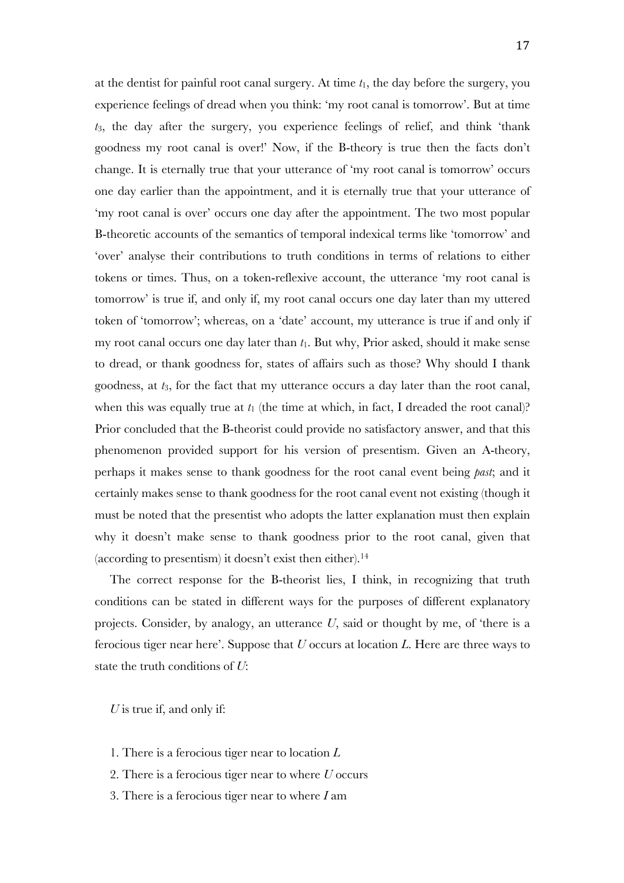at the dentist for painful root canal surgery. At time $t_1$, the day before the surgery, you experience feelings of dread when you think: 'my root canal is tomorrow'. But at time $t_3$, the day after the surgery, you experience feelings of relief, and think 'thank goodness my root canal is over!' Now, if the B-theory is true then the facts don't change. It is eternally true that your utterance of 'my root canal is tomorrow' occurs one day earlier than the appointment, and it is eternally true that your utterance of 'my root canal is over' occurs one day after the appointment. The two most popular B-theoretic accounts of the semantics of temporal indexical terms like 'tomorrow' and 'over' analyse their contributions to truth conditions in terms of relations to either tokens or times. Thus, on a token-reflexive account, the utterance 'my root canal is tomorrow' is true if, and only if, my root canal occurs one day later than my uttered token of 'tomorrow'; whereas, on a 'date' account, my utterance is true if and only if my root canal occurs one day later than $t_1$. But why, Prior asked, should it make sense to dread, or thank goodness for, states of affairs such as those? Why should I thank goodness, at $t_3$, for the fact that my utterance occurs a day later than the root canal, when this was equally true at $t_1$ (the time at which, in fact, I dreaded the root canal)? Prior concluded that the B-theorist could provide no satisfactory answer, and that this phenomenon provided support for his version of presentism. Given an A-theory, perhaps it makes sense to thank goodness for the root canal event being *past*; and it certainly makes sense to thank goodness for the root canal event not existing (though it must be noted that the presentist who adopts the latter explanation must then explain why it doesn't make sense to thank goodness prior to the root canal, given that (according to presentism) it doesn't exist then either).[14]

The correct response for the B-theorist lies, I think, in recognizing that truth conditions can be stated in different ways for the purposes of different explanatory projects. Consider, by analogy, an utterance *U*, said or thought by me, of 'there is a ferocious tiger near here'. Suppose that *U* occurs at location *L*. Here are three ways to state the truth conditions of *U*:

*U* is true if, and only if:

1. There is a ferocious tiger near to location *L*
2. There is a ferocious tiger near to where *U* occurs
3. There is a ferocious tiger near to where *I* am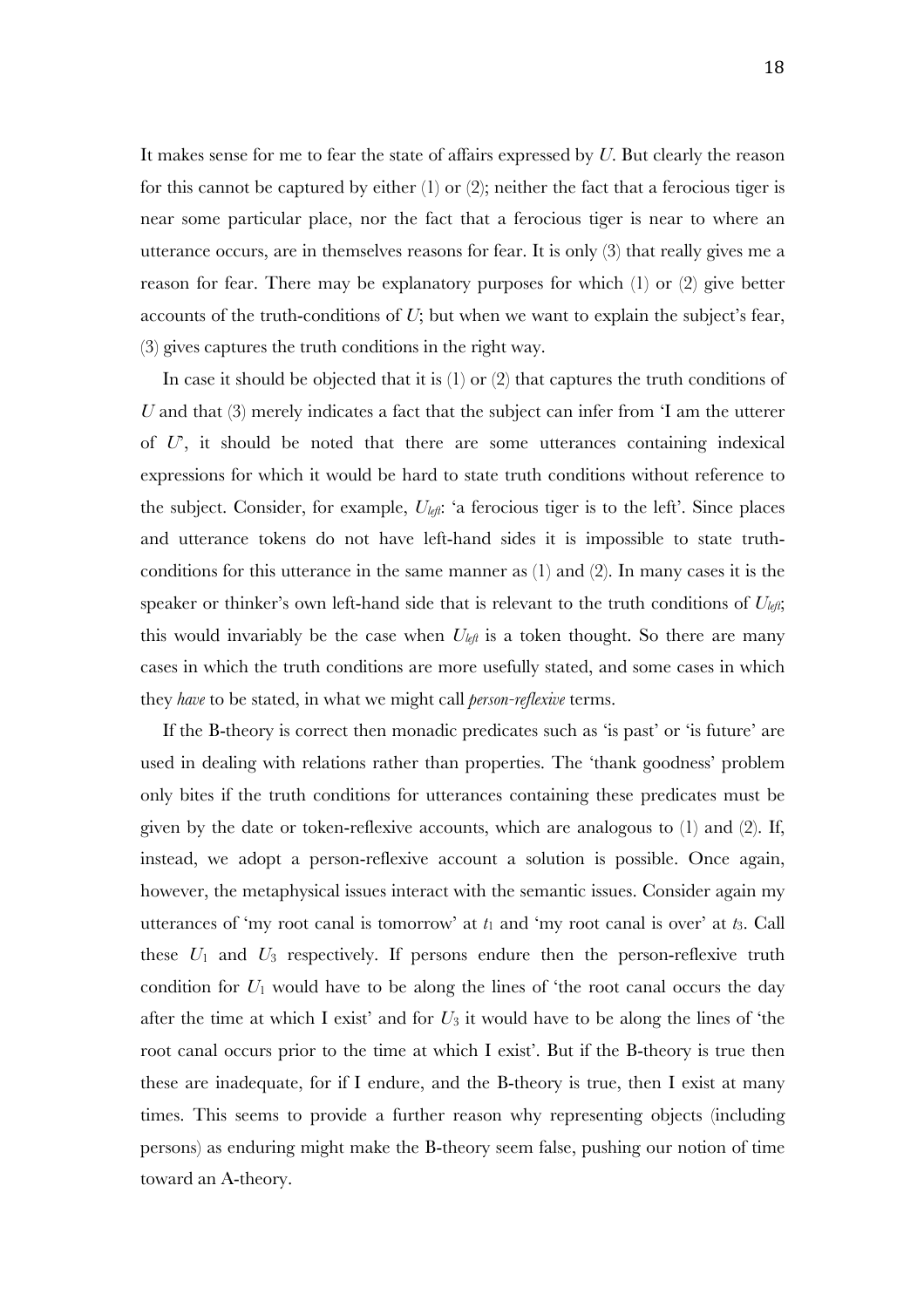It makes sense for me to fear the state of affairs expressed by *U*. But clearly the reason for this cannot be captured by either (1) or (2); neither the fact that a ferocious tiger is near some particular place, nor the fact that a ferocious tiger is near to where an utterance occurs, are in themselves reasons for fear. It is only (3) that really gives me a reason for fear. There may be explanatory purposes for which (1) or (2) give better accounts of the truth-conditions of *U*; but when we want to explain the subject's fear, (3) gives captures the truth conditions in the right way.

In case it should be objected that it is (1) or (2) that captures the truth conditions of *U* and that (3) merely indicates a fact that the subject can infer from 'I am the utterer of *U*', it should be noted that there are some utterances containing indexical expressions for which it would be hard to state truth conditions without reference to the subject. Consider, for example, $U_{left}$: 'a ferocious tiger is to the left'. Since places and utterance tokens do not have left-hand sides it is impossible to state truth-conditions for this utterance in the same manner as (1) and (2). In many cases it is the speaker or thinker's own left-hand side that is relevant to the truth conditions of $U_{left}$; this would invariably be the case when $U_{left}$ is a token thought. So there are many cases in which the truth conditions are more usefully stated, and some cases in which they *have* to be stated, in what we might call *person-reflexive* terms.

If the B-theory is correct then monadic predicates such as 'is past' or 'is future' are used in dealing with relations rather than properties. The 'thank goodness' problem only bites if the truth conditions for utterances containing these predicates must be given by the date or token-reflexive accounts, which are analogous to (1) and (2). If, instead, we adopt a person-reflexive account a solution is possible. Once again, however, the metaphysical issues interact with the semantic issues. Consider again my utterances of 'my root canal is tomorrow' at $t_1$ and 'my root canal is over' at $t_3$. Call these $U_1$ and $U_3$ respectively. If persons endure then the person-reflexive truth condition for $U_1$ would have to be along the lines of 'the root canal occurs the day after the time at which I exist' and for $U_3$ it would have to be along the lines of 'the root canal occurs prior to the time at which I exist'. But if the B-theory is true then these are inadequate, for if I endure, and the B-theory is true, then I exist at many times. This seems to provide a further reason why representing objects (including persons) as enduring might make the B-theory seem false, pushing our notion of time toward an A-theory.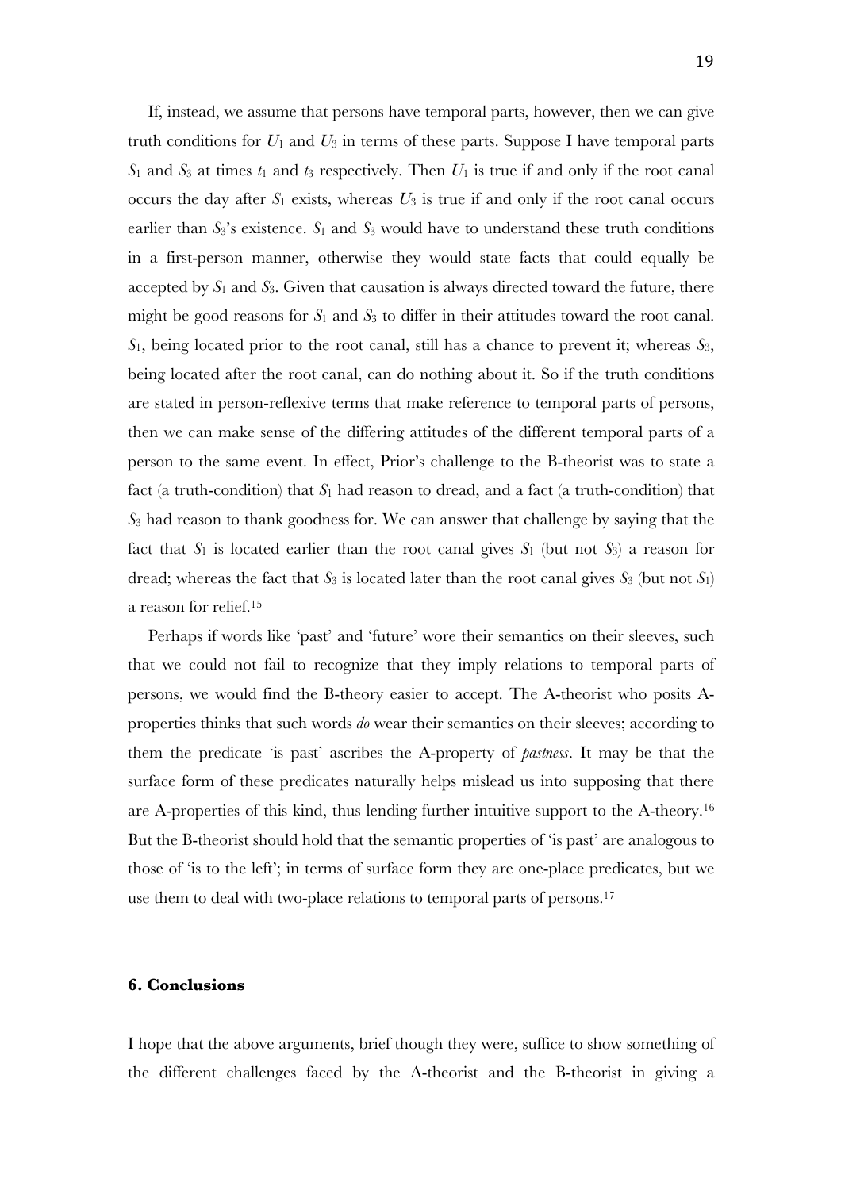If, instead, we assume that persons have temporal parts, however, then we can give truth conditions for $U_1$ and $U_3$ in terms of these parts. Suppose I have temporal parts $S_1$ and $S_3$ at times $t_1$ and $t_3$ respectively. Then $U_1$ is true if and only if the root canal occurs the day after $S_1$ exists, whereas $U_3$ is true if and only if the root canal occurs earlier than $S_3$'s existence. $S_1$ and $S_3$ would have to understand these truth conditions in a first-person manner, otherwise they would state facts that could equally be accepted by $S_1$ and $S_3$. Given that causation is always directed toward the future, there might be good reasons for $S_1$ and $S_3$ to differ in their attitudes toward the root canal. $S_1$, being located prior to the root canal, still has a chance to prevent it; whereas $S_3$, being located after the root canal, can do nothing about it. So if the truth conditions are stated in person-reflexive terms that make reference to temporal parts of persons, then we can make sense of the differing attitudes of the different temporal parts of a person to the same event. In effect, Prior's challenge to the B-theorist was to state a fact (a truth-condition) that $S_1$ had reason to dread, and a fact (a truth-condition) that $S_3$ had reason to thank goodness for. We can answer that challenge by saying that the fact that $S_1$ is located earlier than the root canal gives $S_1$ (but not $S_3$) a reason for dread; whereas the fact that $S_3$ is located later than the root canal gives $S_3$ (but not $S_1$) a reason for relief.[15]

Perhaps if words like 'past' and 'future' wore their semantics on their sleeves, such that we could not fail to recognize that they imply relations to temporal parts of persons, we would find the B-theory easier to accept. The A-theorist who posits A-properties thinks that such words *do* wear their semantics on their sleeves; according to them the predicate 'is past' ascribes the A-property of *pastness*. It may be that the surface form of these predicates naturally helps mislead us into supposing that there are A-properties of this kind, thus lending further intuitive support to the A-theory.[16] But the B-theorist should hold that the semantic properties of 'is past' are analogous to those of 'is to the left'; in terms of surface form they are one-place predicates, but we use them to deal with two-place relations to temporal parts of persons.[17]

## 6. Conclusions

I hope that the above arguments, brief though they were, suffice to show something of the different challenges faced by the A-theorist and the B-theorist in giving a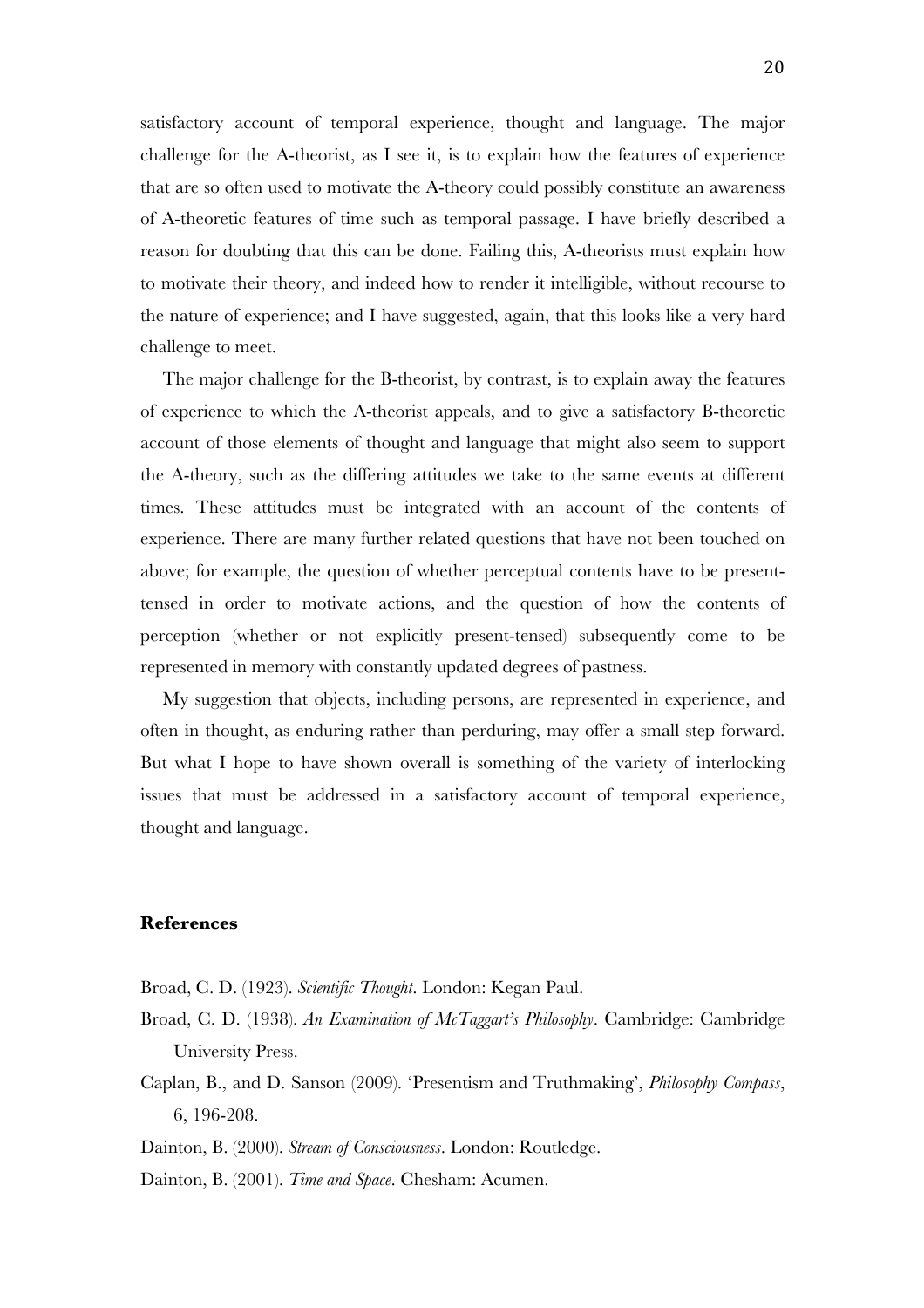satisfactory account of temporal experience, thought and language. The major challenge for the A-theorist, as I see it, is to explain how the features of experience that are so often used to motivate the A-theory could possibly constitute an awareness of A-theoretic features of time such as temporal passage. I have briefly described a reason for doubting that this can be done. Failing this, A-theorists must explain how to motivate their theory, and indeed how to render it intelligible, without recourse to the nature of experience; and I have suggested, again, that this looks like a very hard challenge to meet.

The major challenge for the B-theorist, by contrast, is to explain away the features of experience to which the A-theorist appeals, and to give a satisfactory B-theoretic account of those elements of thought and language that might also seem to support the A-theory, such as the differing attitudes we take to the same events at different times. These attitudes must be integrated with an account of the contents of experience. There are many further related questions that have not been touched on above; for example, the question of whether perceptual contents have to be present-tensed in order to motivate actions, and the question of how the contents of perception (whether or not explicitly present-tensed) subsequently come to be represented in memory with constantly updated degrees of pastness.

My suggestion that objects, including persons, are represented in experience, and often in thought, as enduring rather than perduring, may offer a small step forward. But what I hope to have shown overall is something of the variety of interlocking issues that must be addressed in a satisfactory account of temporal experience, thought and language.

## References

Broad, C. D. (1923). *Scientific Thought*. London: Kegan Paul.

Broad, C. D. (1938). *An Examination of McTaggart's Philosophy*. Cambridge: Cambridge University Press.

Caplan, B., and D. Sanson (2009). 'Presentism and Truthmaking', *Philosophy Compass*, 6, 196-208.

Dainton, B. (2000). *Stream of Consciousness*. London: Routledge.

Dainton, B. (2001). *Time and Space*. Chesham: Acumen.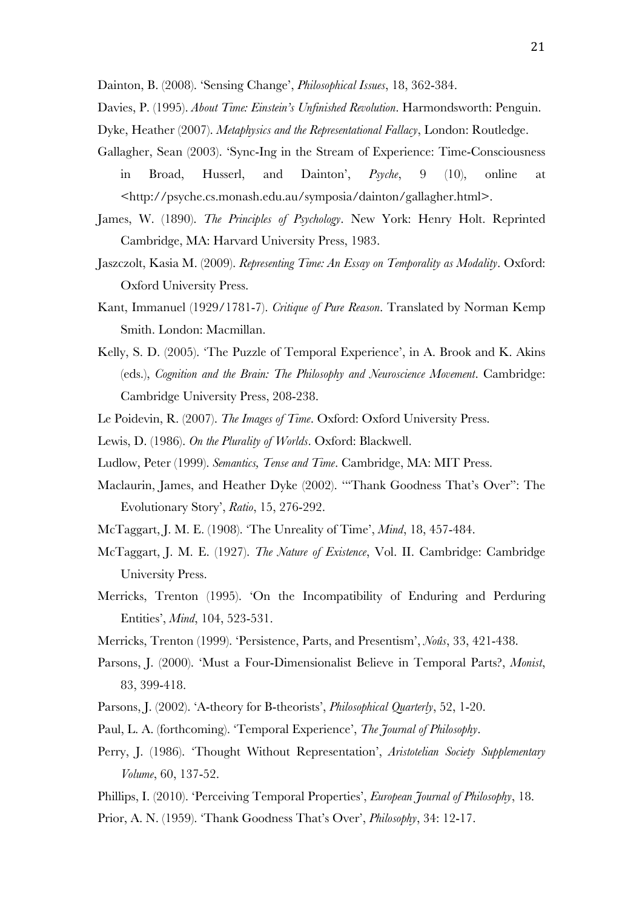Dainton, B. (2008). 'Sensing Change', *Philosophical Issues*, 18, 362-384.

Davies, P. (1995). *About Time: Einstein's Unfinished Revolution*. Harmondsworth: Penguin.

Dyke, Heather (2007). *Metaphysics and the Representational Fallacy*, London: Routledge.

Gallagher, Sean (2003). 'Sync-Ing in the Stream of Experience: Time-Consciousness in Broad, Husserl, and Dainton', *Psyche*, 9 (10), online at <http://psyche.cs.monash.edu.au/symposia/dainton/gallagher.html>.

James, W. (1890). *The Principles of Psychology*. New York: Henry Holt. Reprinted Cambridge, MA: Harvard University Press, 1983.

Jaszczolt, Kasia M. (2009). *Representing Time: An Essay on Temporality as Modality*. Oxford: Oxford University Press.

Kant, Immanuel (1929/1781-7). *Critique of Pure Reason*. Translated by Norman Kemp Smith. London: Macmillan.

Kelly, S. D. (2005). 'The Puzzle of Temporal Experience', in A. Brook and K. Akins (eds.), *Cognition and the Brain: The Philosophy and Neuroscience Movement*. Cambridge: Cambridge University Press, 208-238.

Le Poidevin, R. (2007). *The Images of Time*. Oxford: Oxford University Press.

Lewis, D. (1986). *On the Plurality of Worlds*. Oxford: Blackwell.

Ludlow, Peter (1999). *Semantics, Tense and Time*. Cambridge, MA: MIT Press.

Maclaurin, James, and Heather Dyke (2002). '"Thank Goodness That's Over": The Evolutionary Story', *Ratio*, 15, 276-292.

McTaggart, J. M. E. (1908). 'The Unreality of Time', *Mind*, 18, 457-484.

McTaggart, J. M. E. (1927). *The Nature of Existence*, Vol. II. Cambridge: Cambridge University Press.

Merricks, Trenton (1995). 'On the Incompatibility of Enduring and Perduring Entities', *Mind*, 104, 523-531.

Merricks, Trenton (1999). 'Persistence, Parts, and Presentism', *Noûs*, 33, 421-438.

Parsons, J. (2000). 'Must a Four-Dimensionalist Believe in Temporal Parts?, *Monist*, 83, 399-418.

Parsons, J. (2002). 'A-theory for B-theorists', *Philosophical Quarterly*, 52, 1-20.

Paul, L. A. (forthcoming). 'Temporal Experience', *The Journal of Philosophy*.

Perry, J. (1986). 'Thought Without Representation', *Aristotelian Society Supplementary Volume*, 60, 137-52.

Phillips, I. (2010). 'Perceiving Temporal Properties', *European Journal of Philosophy*, 18.

Prior, A. N. (1959). 'Thank Goodness That's Over', *Philosophy*, 34: 12-17.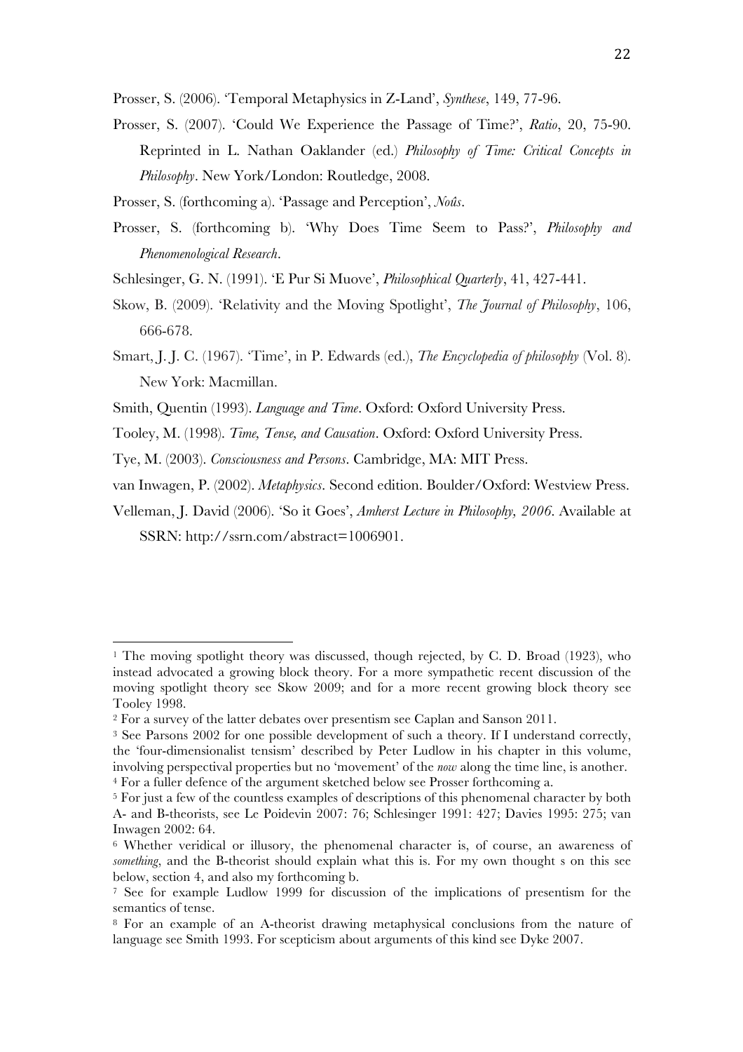Prosser, S. (2006). 'Temporal Metaphysics in Z-Land', *Synthese*, 149, 77-96.

Prosser, S. (2007). 'Could We Experience the Passage of Time?', *Ratio*, 20, 75-90. Reprinted in L. Nathan Oaklander (ed.) *Philosophy of Time: Critical Concepts in Philosophy*. New York/London: Routledge, 2008.

Prosser, S. (forthcoming a). 'Passage and Perception', *Noûs*.

Prosser, S. (forthcoming b). 'Why Does Time Seem to Pass?', *Philosophy and Phenomenological Research*.

Schlesinger, G. N. (1991). 'E Pur Si Muove', *Philosophical Quarterly*, 41, 427-441.

Skow, B. (2009). 'Relativity and the Moving Spotlight', *The Journal of Philosophy*, 106, 666-678.

Smart, J. J. C. (1967). 'Time', in P. Edwards (ed.), *The Encyclopedia of philosophy* (Vol. 8). New York: Macmillan.

Smith, Quentin (1993). *Language and Time*. Oxford: Oxford University Press.

Tooley, M. (1998). *Time, Tense, and Causation*. Oxford: Oxford University Press.

Tye, M. (2003). *Consciousness and Persons*. Cambridge, MA: MIT Press.

van Inwagen, P. (2002). *Metaphysics*. Second edition. Boulder/Oxford: Westview Press.

Velleman, J. David (2006). 'So it Goes', *Amherst Lecture in Philosophy, 2006*. Available at SSRN: http://ssrn.com/abstract=1006901.

---

[1] The moving spotlight theory was discussed, though rejected, by C. D. Broad (1923), who instead advocated a growing block theory. For a more sympathetic recent discussion of the moving spotlight theory see Skow 2009; and for a more recent growing block theory see Tooley 1998.

[2] For a survey of the latter debates over presentism see Caplan and Sanson 2011.

[3] See Parsons 2002 for one possible development of such a theory. If I understand correctly, the 'four-dimensionalist tensism' described by Peter Ludlow in his chapter in this volume, involving perspectival properties but no 'movement' of the *now* along the time line, is another.

[4] For a fuller defence of the argument sketched below see Prosser forthcoming a.

[5] For just a few of the countless examples of descriptions of this phenomenal character by both A- and B-theorists, see Le Poidevin 2007: 76; Schlesinger 1991: 427; Davies 1995: 275; van Inwagen 2002: 64.

[6] Whether veridical or illusory, the phenomenal character is, of course, an awareness of *something*, and the B-theorist should explain what this is. For my own thought s on this see below, section 4, and also my forthcoming b.

[7] See for example Ludlow 1999 for discussion of the implications of presentism for the semantics of tense.

[8] For an example of an A-theorist drawing metaphysical conclusions from the nature of language see Smith 1993. For scepticism about arguments of this kind see Dyke 2007.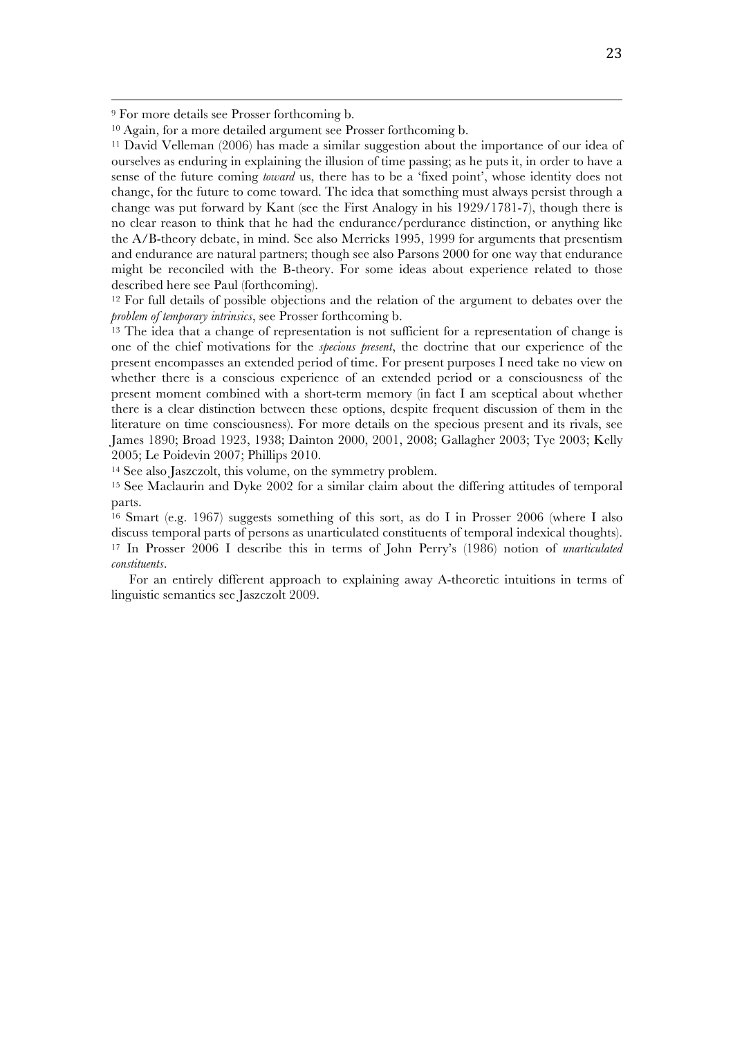[9] For more details see Prosser forthcoming b.

[10] Again, for a more detailed argument see Prosser forthcoming b.

[11] David Velleman (2006) has made a similar suggestion about the importance of our idea of ourselves as enduring in explaining the illusion of time passing; as he puts it, in order to have a sense of the future coming *toward* us, there has to be a 'fixed point', whose identity does not change, for the future to come toward. The idea that something must always persist through a change was put forward by Kant (see the First Analogy in his 1929/1781-7), though there is no clear reason to think that he had the endurance/perdurance distinction, or anything like the A/B-theory debate, in mind. See also Merricks 1995, 1999 for arguments that presentism and endurance are natural partners; though see also Parsons 2000 for one way that endurance might be reconciled with the B-theory. For some ideas about experience related to those described here see Paul (forthcoming).

[12] For full details of possible objections and the relation of the argument to debates over the *problem of temporary intrinsics*, see Prosser forthcoming b.

[13] The idea that a change of representation is not sufficient for a representation of change is one of the chief motivations for the *specious present*, the doctrine that our experience of the present encompasses an extended period of time. For present purposes I need take no view on whether there is a conscious experience of an extended period or a consciousness of the present moment combined with a short-term memory (in fact I am sceptical about whether there is a clear distinction between these options, despite frequent discussion of them in the literature on time consciousness). For more details on the specious present and its rivals, see James 1890; Broad 1923, 1938; Dainton 2000, 2001, 2008; Gallagher 2003; Tye 2003; Kelly 2005; Le Poidevin 2007; Phillips 2010.

[14] See also Jaszczolt, this volume, on the symmetry problem.

[15] See Maclaurin and Dyke 2002 for a similar claim about the differing attitudes of temporal parts.

[16] Smart (e.g. 1967) suggests something of this sort, as do I in Prosser 2006 (where I also discuss temporal parts of persons as unarticulated constituents of temporal indexical thoughts).

[17] In Prosser 2006 I describe this in terms of John Perry's (1986) notion of *unarticulated constituents*.

For an entirely different approach to explaining away A-theoretic intuitions in terms of linguistic semantics see Jaszczolt 2009.